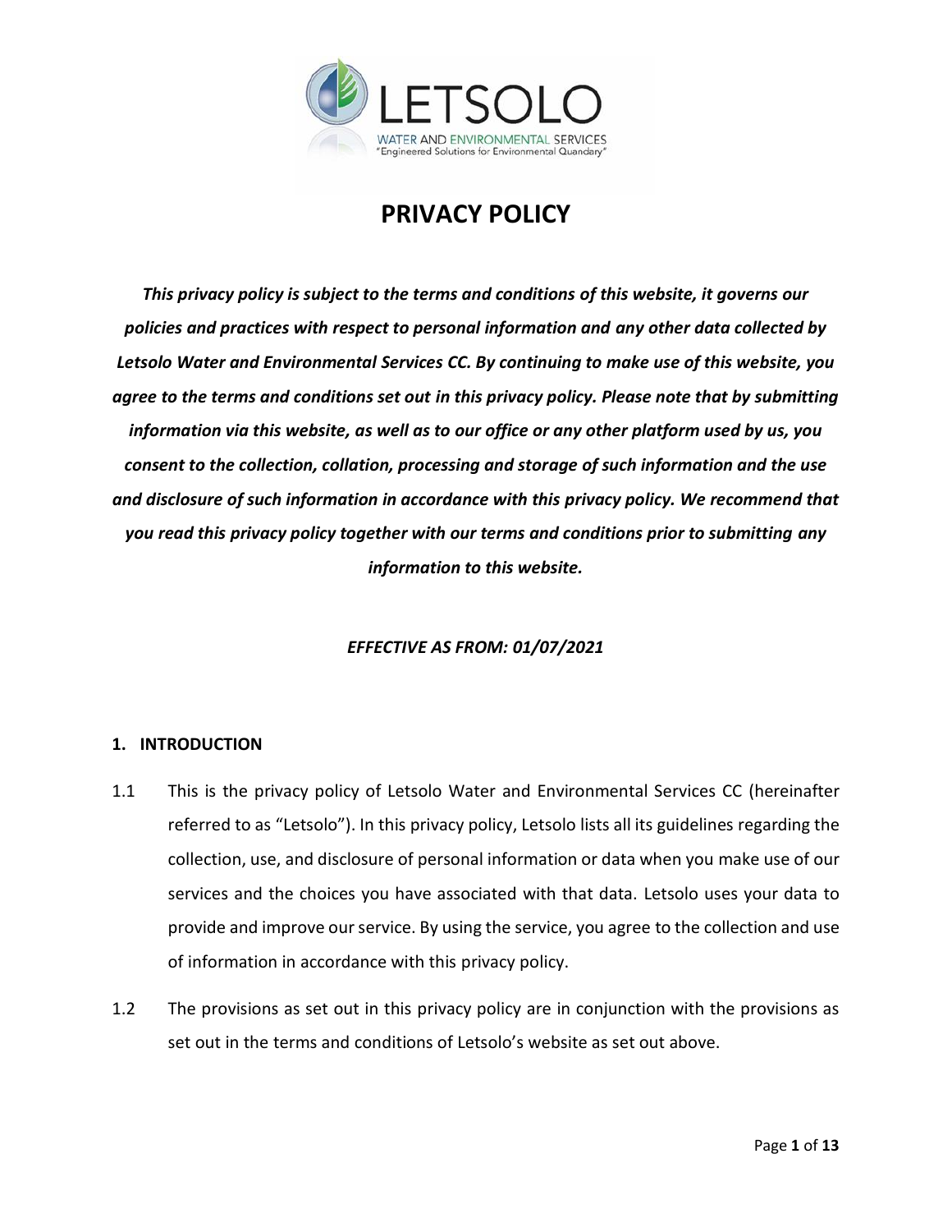LETSOLO

WATER AND ENVIRONMENTAL SERVICES
"Engineered Solutions for Environmental Quandary"

# PRIVACY POLICY

***This privacy policy is subject to the terms and conditions of this website, it governs our policies and practices with respect to personal information and any other data collected by Letsolo Water and Environmental Services CC. By continuing to make use of this website, you agree to the terms and conditions set out in this privacy policy. Please note that by submitting information via this website, as well as to our office or any other platform used by us, you consent to the collection, collation, processing and storage of such information and the use and disclosure of such information in accordance with this privacy policy. We recommend that you read this privacy policy together with our terms and conditions prior to submitting any information to this website.***

***EFFECTIVE AS FROM: 01/07/2021***

## 1. INTRODUCTION

1.1 This is the privacy policy of Letsolo Water and Environmental Services CC (hereinafter referred to as "Letsolo"). In this privacy policy, Letsolo lists all its guidelines regarding the collection, use, and disclosure of personal information or data when you make use of our services and the choices you have associated with that data. Letsolo uses your data to provide and improve our service. By using the service, you agree to the collection and use of information in accordance with this privacy policy.

1.2 The provisions as set out in this privacy policy are in conjunction with the provisions as set out in the terms and conditions of Letsolo's website as set out above.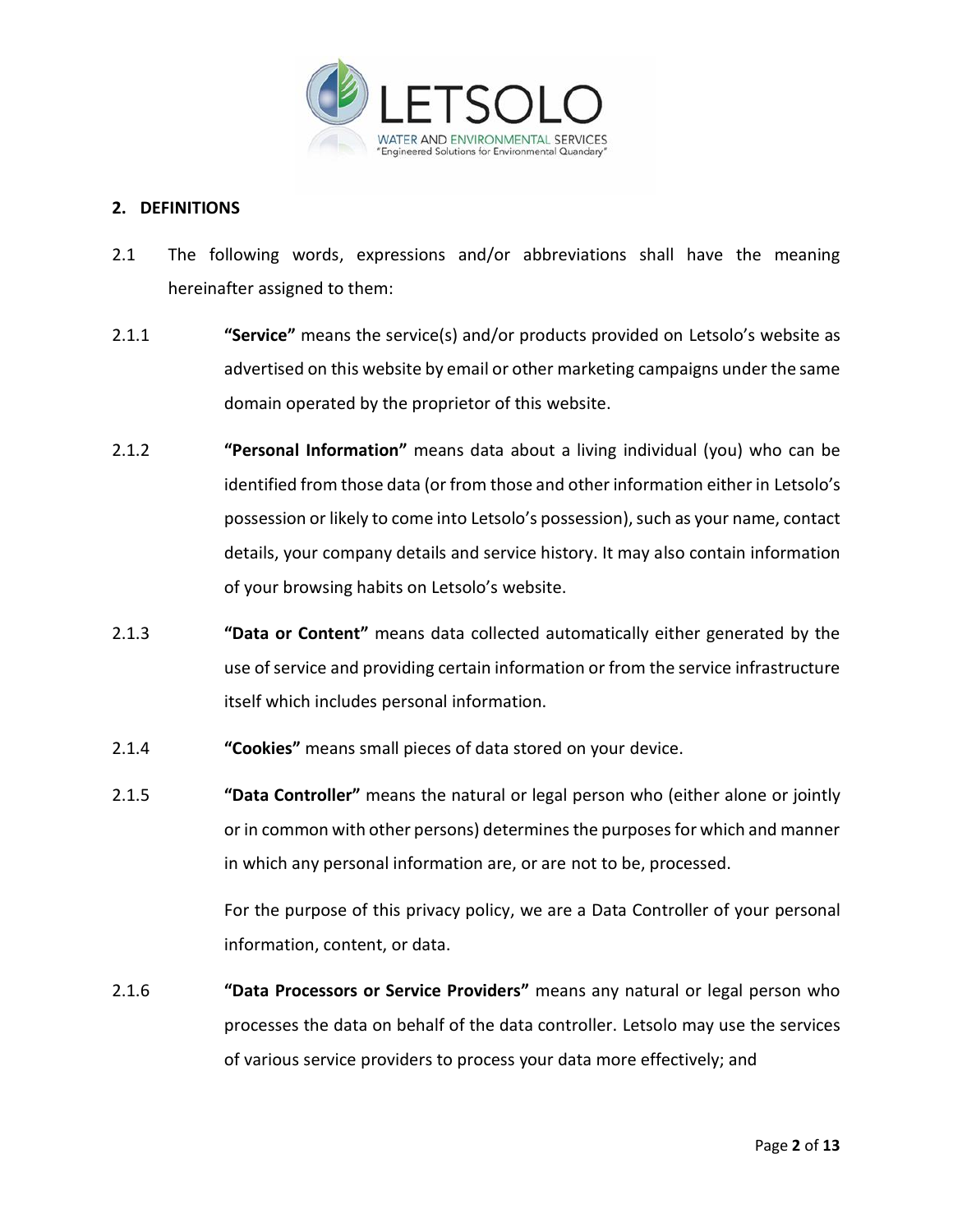## 2. DEFINITIONS

2.1 The following words, expressions and/or abbreviations shall have the meaning hereinafter assigned to them:

2.1.1 **"Service"** means the service(s) and/or products provided on Letsolo's website as advertised on this website by email or other marketing campaigns under the same domain operated by the proprietor of this website.

2.1.2 **"Personal Information"** means data about a living individual (you) who can be identified from those data (or from those and other information either in Letsolo's possession or likely to come into Letsolo's possession), such as your name, contact details, your company details and service history. It may also contain information of your browsing habits on Letsolo's website.

2.1.3 **"Data or Content"** means data collected automatically either generated by the use of service and providing certain information or from the service infrastructure itself which includes personal information.

2.1.4 **"Cookies"** means small pieces of data stored on your device.

2.1.5 **"Data Controller"** means the natural or legal person who (either alone or jointly or in common with other persons) determines the purposes for which and manner in which any personal information are, or are not to be, processed.

For the purpose of this privacy policy, we are a Data Controller of your personal information, content, or data.

2.1.6 **"Data Processors or Service Providers"** means any natural or legal person who processes the data on behalf of the data controller. Letsolo may use the services of various service providers to process your data more effectively; and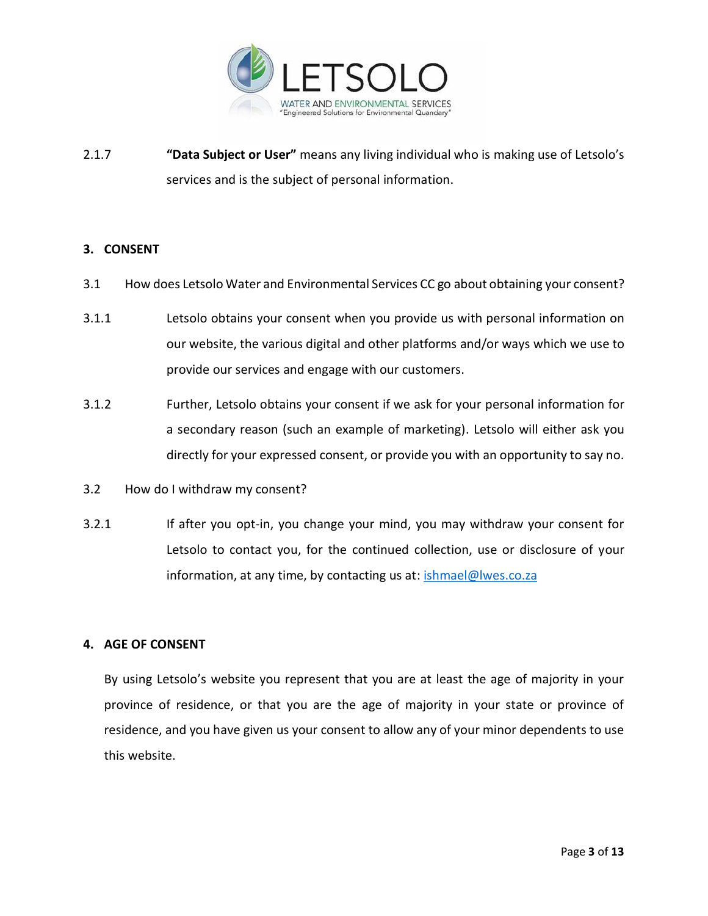2.1.7 **"Data Subject or User"** means any living individual who is making use of Letsolo's services and is the subject of personal information.

## 3. CONSENT

3.1 How does Letsolo Water and Environmental Services CC go about obtaining your consent?

3.1.1 Letsolo obtains your consent when you provide us with personal information on our website, the various digital and other platforms and/or ways which we use to provide our services and engage with our customers.

3.1.2 Further, Letsolo obtains your consent if we ask for your personal information for a secondary reason (such an example of marketing). Letsolo will either ask you directly for your expressed consent, or provide you with an opportunity to say no.

3.2 How do I withdraw my consent?

3.2.1 If after you opt-in, you change your mind, you may withdraw your consent for Letsolo to contact you, for the continued collection, use or disclosure of your information, at any time, by contacting us at: ishmael@lwes.co.za

## 4. AGE OF CONSENT

By using Letsolo's website you represent that you are at least the age of majority in your province of residence, or that you are the age of majority in your state or province of residence, and you have given us your consent to allow any of your minor dependents to use this website.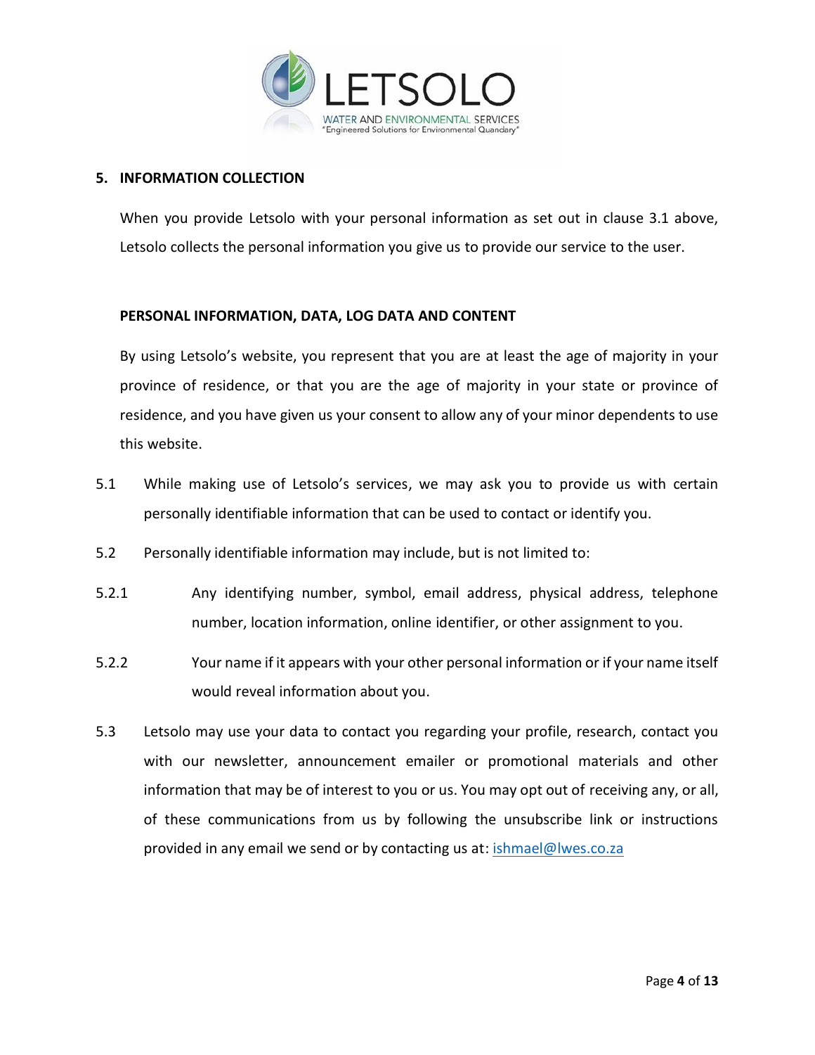## 5. INFORMATION COLLECTION

When you provide Letsolo with your personal information as set out in clause 3.1 above, Letsolo collects the personal information you give us to provide our service to the user.

### PERSONAL INFORMATION, DATA, LOG DATA AND CONTENT

By using Letsolo's website, you represent that you are at least the age of majority in your province of residence, or that you are the age of majority in your state or province of residence, and you have given us your consent to allow any of your minor dependents to use this website.

5.1 While making use of Letsolo's services, we may ask you to provide us with certain personally identifiable information that can be used to contact or identify you.

5.2 Personally identifiable information may include, but is not limited to:

5.2.1 Any identifying number, symbol, email address, physical address, telephone number, location information, online identifier, or other assignment to you.

5.2.2 Your name if it appears with your other personal information or if your name itself would reveal information about you.

5.3 Letsolo may use your data to contact you regarding your profile, research, contact you with our newsletter, announcement emailer or promotional materials and other information that may be of interest to you or us. You may opt out of receiving any, or all, of these communications from us by following the unsubscribe link or instructions provided in any email we send or by contacting us at: ishmael@lwes.co.za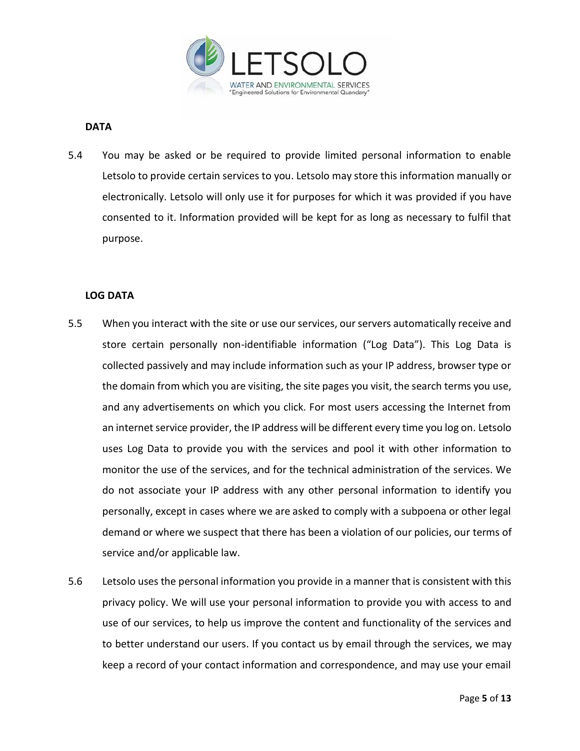**DATA**

5.4 You may be asked or be required to provide limited personal information to enable Letsolo to provide certain services to you. Letsolo may store this information manually or electronically. Letsolo will only use it for purposes for which it was provided if you have consented to it. Information provided will be kept for as long as necessary to fulfil that purpose.

**LOG DATA**

5.5 When you interact with the site or use our services, our servers automatically receive and store certain personally non-identifiable information ("Log Data"). This Log Data is collected passively and may include information such as your IP address, browser type or the domain from which you are visiting, the site pages you visit, the search terms you use, and any advertisements on which you click. For most users accessing the Internet from an internet service provider, the IP address will be different every time you log on. Letsolo uses Log Data to provide you with the services and pool it with other information to monitor the use of the services, and for the technical administration of the services. We do not associate your IP address with any other personal information to identify you personally, except in cases where we are asked to comply with a subpoena or other legal demand or where we suspect that there has been a violation of our policies, our terms of service and/or applicable law.

5.6 Letsolo uses the personal information you provide in a manner that is consistent with this privacy policy. We will use your personal information to provide you with access to and use of our services, to help us improve the content and functionality of the services and to better understand our users. If you contact us by email through the services, we may keep a record of your contact information and correspondence, and may use your email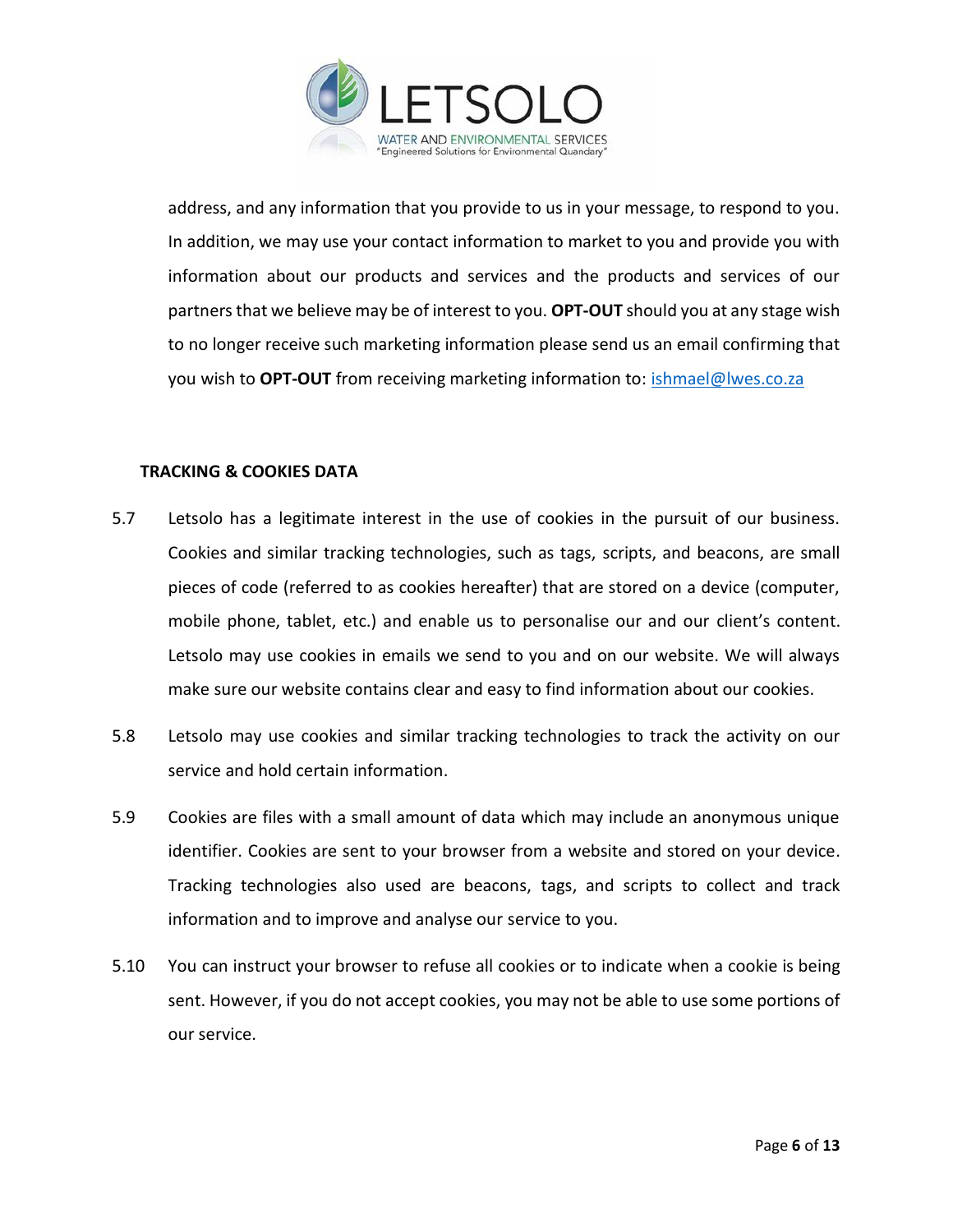address, and any information that you provide to us in your message, to respond to you. In addition, we may use your contact information to market to you and provide you with information about our products and services and the products and services of our partners that we believe may be of interest to you. **OPT-OUT** should you at any stage wish to no longer receive such marketing information please send us an email confirming that you wish to **OPT-OUT** from receiving marketing information to: ishmael@lwes.co.za

**TRACKING & COOKIES DATA**

5.7 Letsolo has a legitimate interest in the use of cookies in the pursuit of our business. Cookies and similar tracking technologies, such as tags, scripts, and beacons, are small pieces of code (referred to as cookies hereafter) that are stored on a device (computer, mobile phone, tablet, etc.) and enable us to personalise our and our client's content. Letsolo may use cookies in emails we send to you and on our website. We will always make sure our website contains clear and easy to find information about our cookies.

5.8 Letsolo may use cookies and similar tracking technologies to track the activity on our service and hold certain information.

5.9 Cookies are files with a small amount of data which may include an anonymous unique identifier. Cookies are sent to your browser from a website and stored on your device. Tracking technologies also used are beacons, tags, and scripts to collect and track information and to improve and analyse our service to you.

5.10 You can instruct your browser to refuse all cookies or to indicate when a cookie is being sent. However, if you do not accept cookies, you may not be able to use some portions of our service.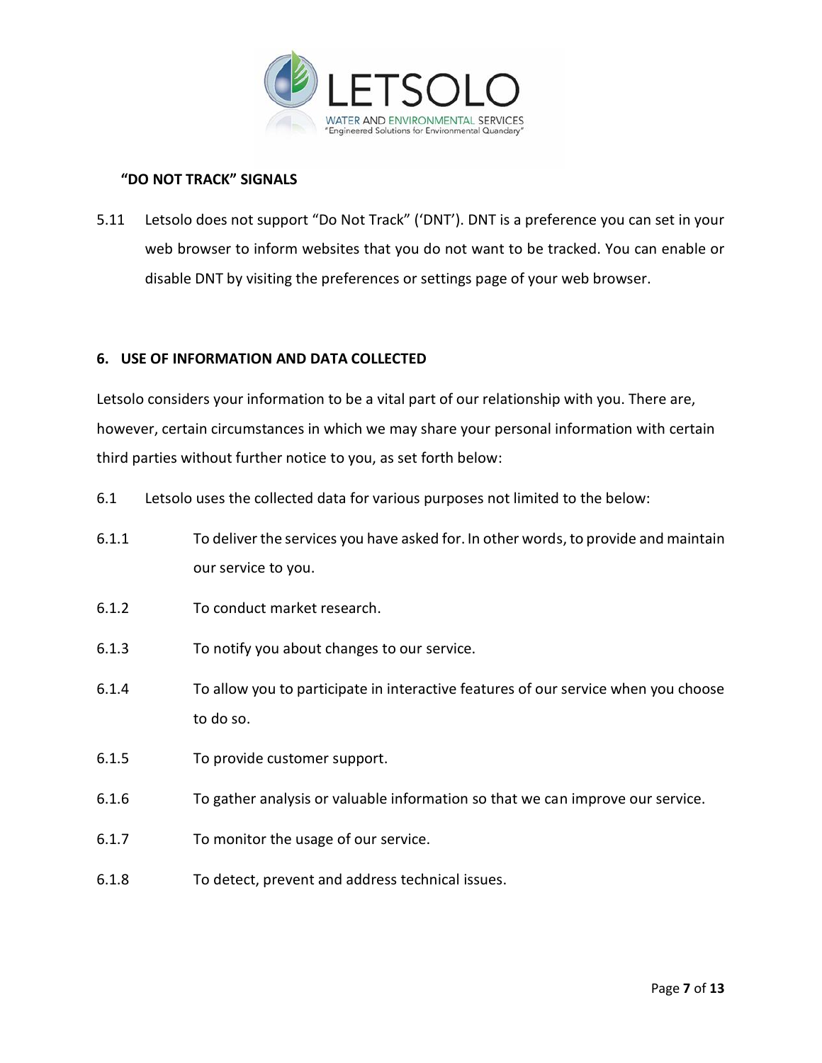**“DO NOT TRACK” SIGNALS**

5.11 Letsolo does not support “Do Not Track” (‘DNT’). DNT is a preference you can set in your web browser to inform websites that you do not want to be tracked. You can enable or disable DNT by visiting the preferences or settings page of your web browser.

## 6. USE OF INFORMATION AND DATA COLLECTED

Letsolo considers your information to be a vital part of our relationship with you. There are, however, certain circumstances in which we may share your personal information with certain third parties without further notice to you, as set forth below:

6.1 Letsolo uses the collected data for various purposes not limited to the below:

6.1.1 To deliver the services you have asked for. In other words, to provide and maintain our service to you.

6.1.2 To conduct market research.

6.1.3 To notify you about changes to our service.

6.1.4 To allow you to participate in interactive features of our service when you choose to do so.

6.1.5 To provide customer support.

6.1.6 To gather analysis or valuable information so that we can improve our service.

6.1.7 To monitor the usage of our service.

6.1.8 To detect, prevent and address technical issues.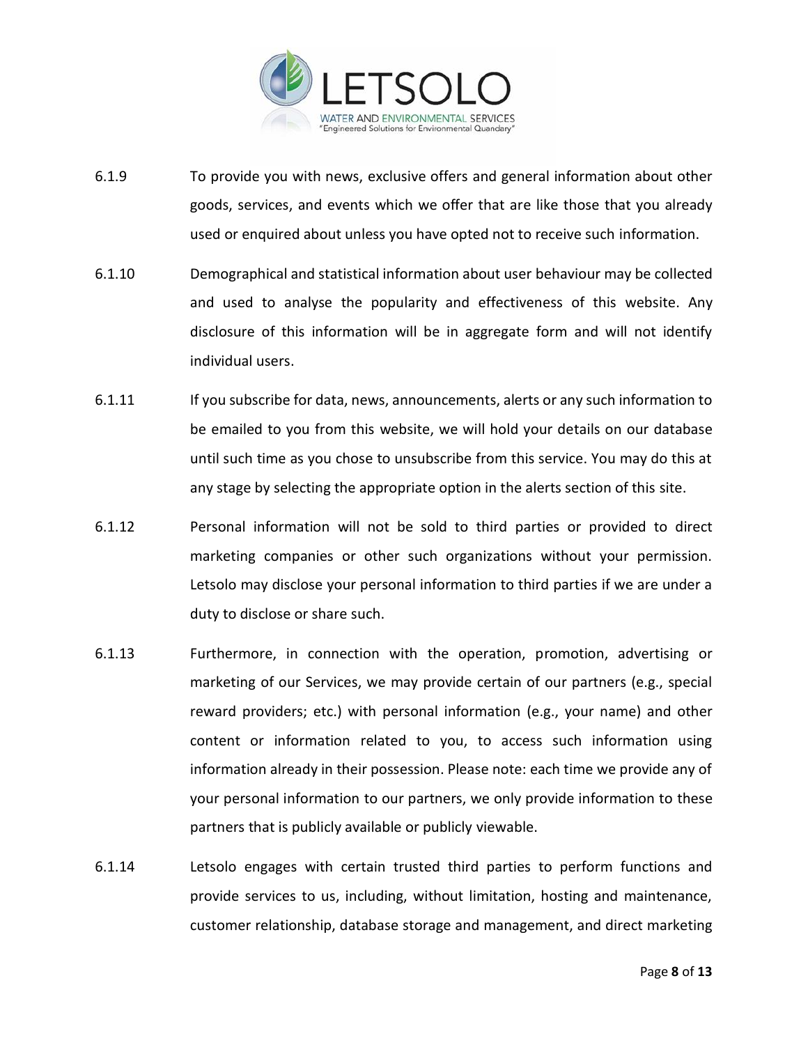6.1.9 To provide you with news, exclusive offers and general information about other goods, services, and events which we offer that are like those that you already used or enquired about unless you have opted not to receive such information.

6.1.10 Demographical and statistical information about user behaviour may be collected and used to analyse the popularity and effectiveness of this website. Any disclosure of this information will be in aggregate form and will not identify individual users.

6.1.11 If you subscribe for data, news, announcements, alerts or any such information to be emailed to you from this website, we will hold your details on our database until such time as you chose to unsubscribe from this service. You may do this at any stage by selecting the appropriate option in the alerts section of this site.

6.1.12 Personal information will not be sold to third parties or provided to direct marketing companies or other such organizations without your permission. Letsolo may disclose your personal information to third parties if we are under a duty to disclose or share such.

6.1.13 Furthermore, in connection with the operation, promotion, advertising or marketing of our Services, we may provide certain of our partners (e.g., special reward providers; etc.) with personal information (e.g., your name) and other content or information related to you, to access such information using information already in their possession. Please note: each time we provide any of your personal information to our partners, we only provide information to these partners that is publicly available or publicly viewable.

6.1.14 Letsolo engages with certain trusted third parties to perform functions and provide services to us, including, without limitation, hosting and maintenance, customer relationship, database storage and management, and direct marketing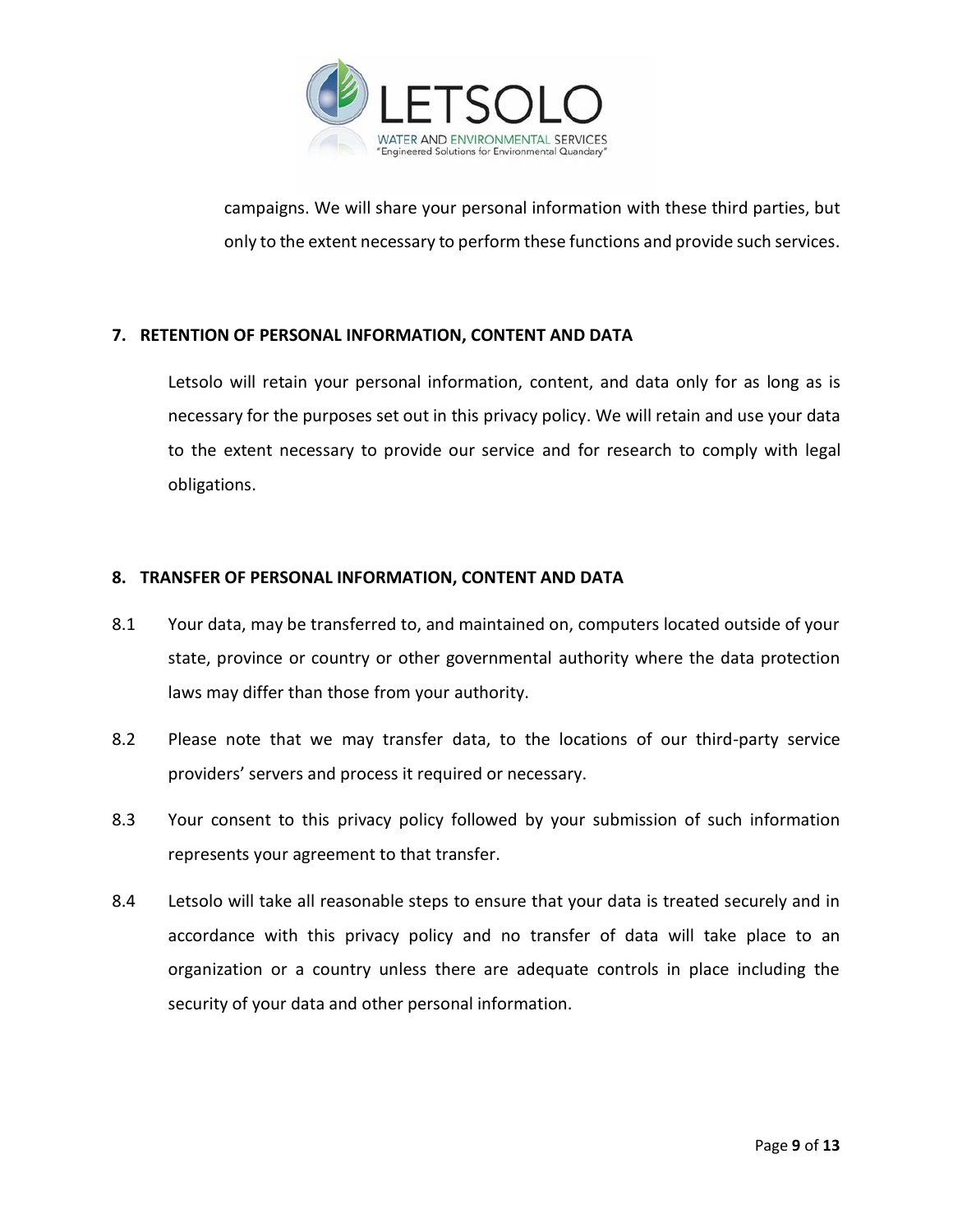campaigns. We will share your personal information with these third parties, but only to the extent necessary to perform these functions and provide such services.

## 7. RETENTION OF PERSONAL INFORMATION, CONTENT AND DATA

Letsolo will retain your personal information, content, and data only for as long as is necessary for the purposes set out in this privacy policy. We will retain and use your data to the extent necessary to provide our service and for research to comply with legal obligations.

## 8. TRANSFER OF PERSONAL INFORMATION, CONTENT AND DATA

8.1 Your data, may be transferred to, and maintained on, computers located outside of your state, province or country or other governmental authority where the data protection laws may differ than those from your authority.

8.2 Please note that we may transfer data, to the locations of our third-party service providers' servers and process it required or necessary.

8.3 Your consent to this privacy policy followed by your submission of such information represents your agreement to that transfer.

8.4 Letsolo will take all reasonable steps to ensure that your data is treated securely and in accordance with this privacy policy and no transfer of data will take place to an organization or a country unless there are adequate controls in place including the security of your data and other personal information.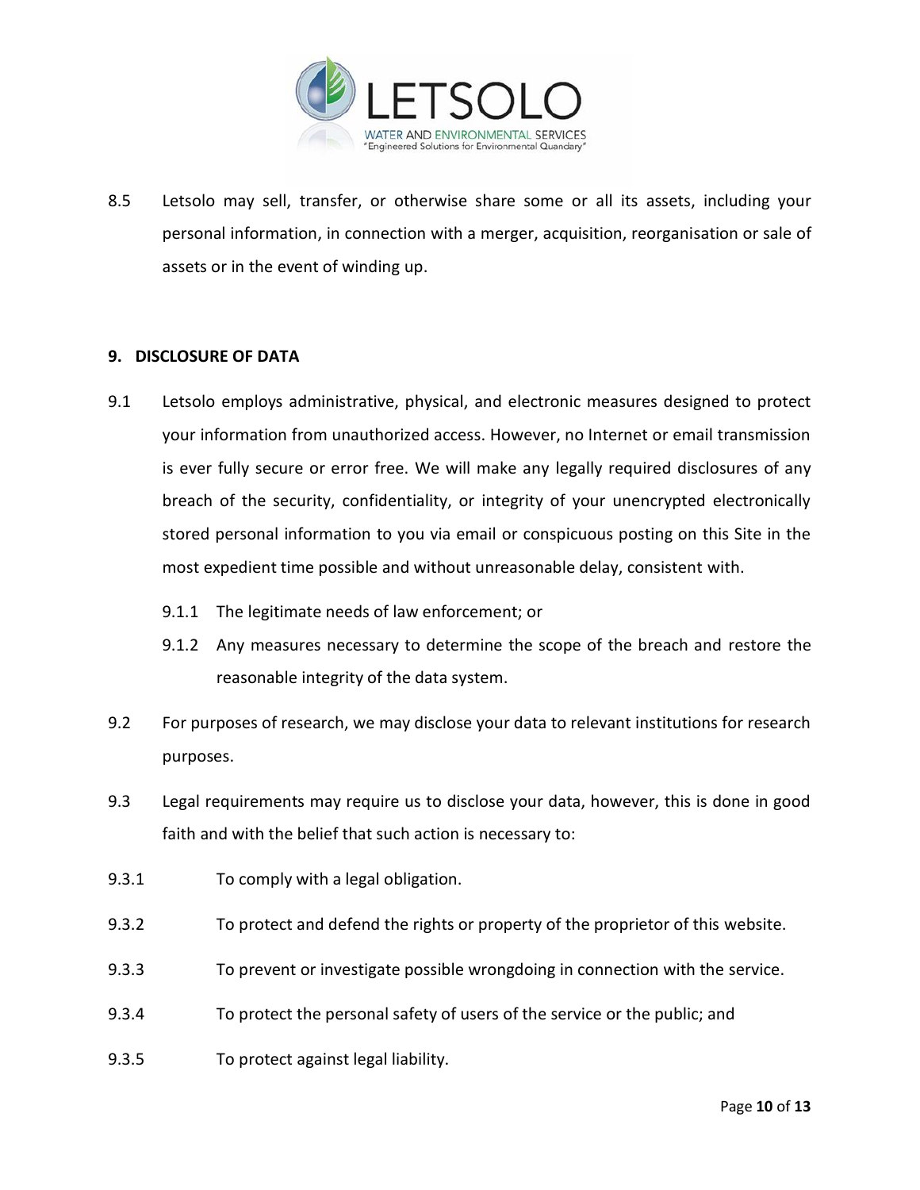8.5 Letsolo may sell, transfer, or otherwise share some or all its assets, including your personal information, in connection with a merger, acquisition, reorganisation or sale of assets or in the event of winding up.

## 9. DISCLOSURE OF DATA

9.1 Letsolo employs administrative, physical, and electronic measures designed to protect your information from unauthorized access. However, no Internet or email transmission is ever fully secure or error free. We will make any legally required disclosures of any breach of the security, confidentiality, or integrity of your unencrypted electronically stored personal information to you via email or conspicuous posting on this Site in the most expedient time possible and without unreasonable delay, consistent with.

- 9.1.1 The legitimate needs of law enforcement; or
- 9.1.2 Any measures necessary to determine the scope of the breach and restore the reasonable integrity of the data system.

9.2 For purposes of research, we may disclose your data to relevant institutions for research purposes.

9.3 Legal requirements may require us to disclose your data, however, this is done in good faith and with the belief that such action is necessary to:

9.3.1 To comply with a legal obligation.

9.3.2 To protect and defend the rights or property of the proprietor of this website.

9.3.3 To prevent or investigate possible wrongdoing in connection with the service.

9.3.4 To protect the personal safety of users of the service or the public; and

9.3.5 To protect against legal liability.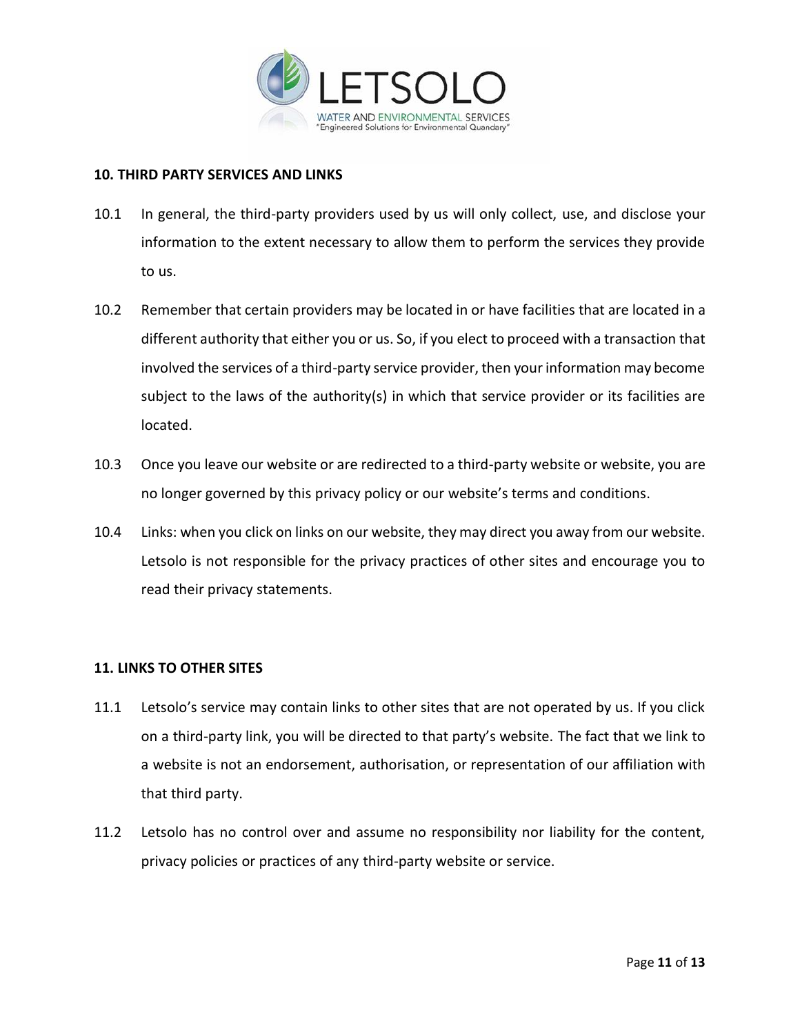## 10. THIRD PARTY SERVICES AND LINKS

10.1 In general, the third-party providers used by us will only collect, use, and disclose your information to the extent necessary to allow them to perform the services they provide to us.

10.2 Remember that certain providers may be located in or have facilities that are located in a different authority that either you or us. So, if you elect to proceed with a transaction that involved the services of a third-party service provider, then your information may become subject to the laws of the authority(s) in which that service provider or its facilities are located.

10.3 Once you leave our website or are redirected to a third-party website or website, you are no longer governed by this privacy policy or our website's terms and conditions.

10.4 Links: when you click on links on our website, they may direct you away from our website. Letsolo is not responsible for the privacy practices of other sites and encourage you to read their privacy statements.

## 11. LINKS TO OTHER SITES

11.1 Letsolo's service may contain links to other sites that are not operated by us. If you click on a third-party link, you will be directed to that party's website. The fact that we link to a website is not an endorsement, authorisation, or representation of our affiliation with that third party.

11.2 Letsolo has no control over and assume no responsibility nor liability for the content, privacy policies or practices of any third-party website or service.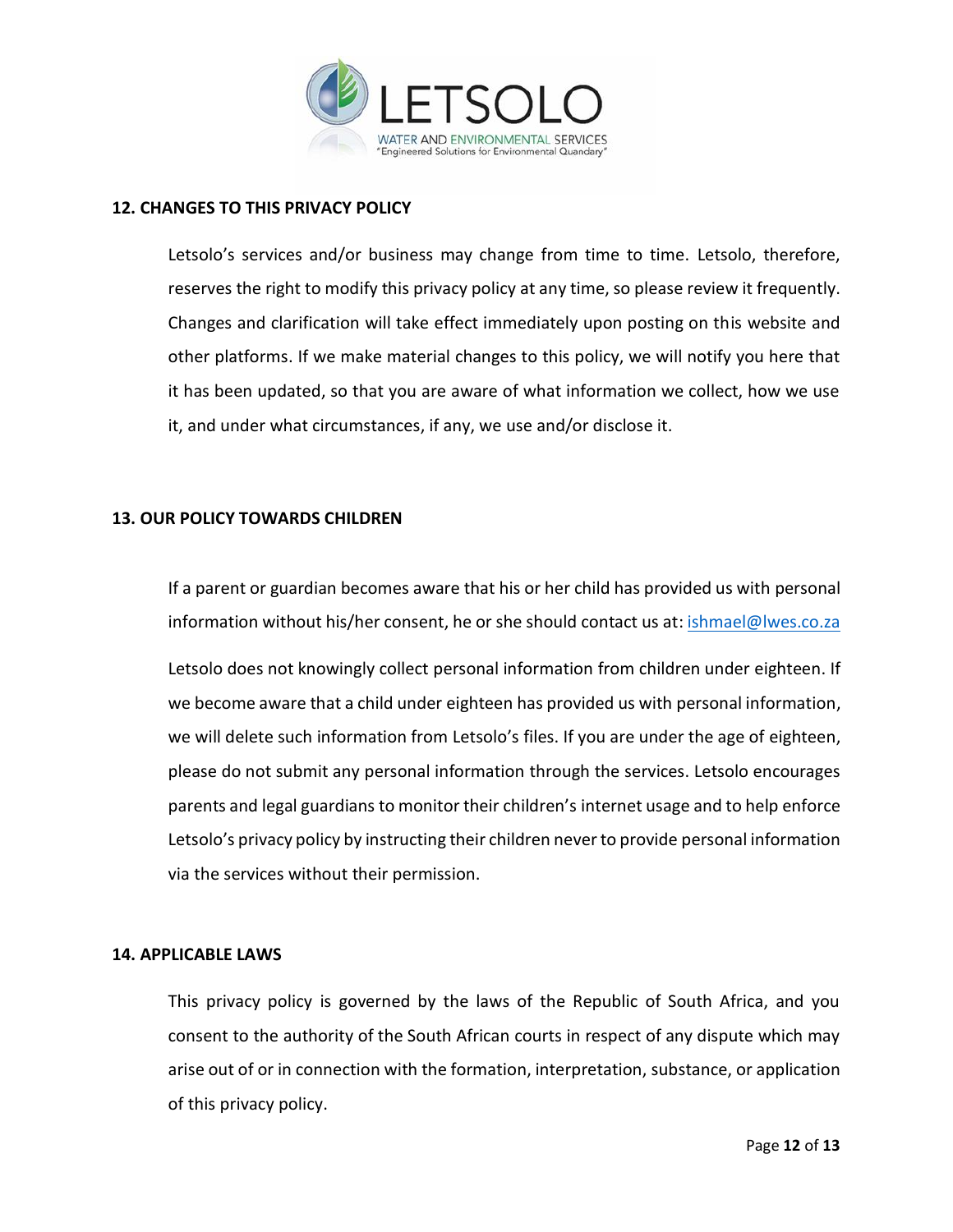## 12. CHANGES TO THIS PRIVACY POLICY

Letsolo's services and/or business may change from time to time. Letsolo, therefore, reserves the right to modify this privacy policy at any time, so please review it frequently. Changes and clarification will take effect immediately upon posting on this website and other platforms. If we make material changes to this policy, we will notify you here that it has been updated, so that you are aware of what information we collect, how we use it, and under what circumstances, if any, we use and/or disclose it.

## 13. OUR POLICY TOWARDS CHILDREN

If a parent or guardian becomes aware that his or her child has provided us with personal information without his/her consent, he or she should contact us at: ishmael@lwes.co.za

Letsolo does not knowingly collect personal information from children under eighteen. If we become aware that a child under eighteen has provided us with personal information, we will delete such information from Letsolo's files. If you are under the age of eighteen, please do not submit any personal information through the services. Letsolo encourages parents and legal guardians to monitor their children's internet usage and to help enforce Letsolo's privacy policy by instructing their children never to provide personal information via the services without their permission.

## 14. APPLICABLE LAWS

This privacy policy is governed by the laws of the Republic of South Africa, and you consent to the authority of the South African courts in respect of any dispute which may arise out of or in connection with the formation, interpretation, substance, or application of this privacy policy.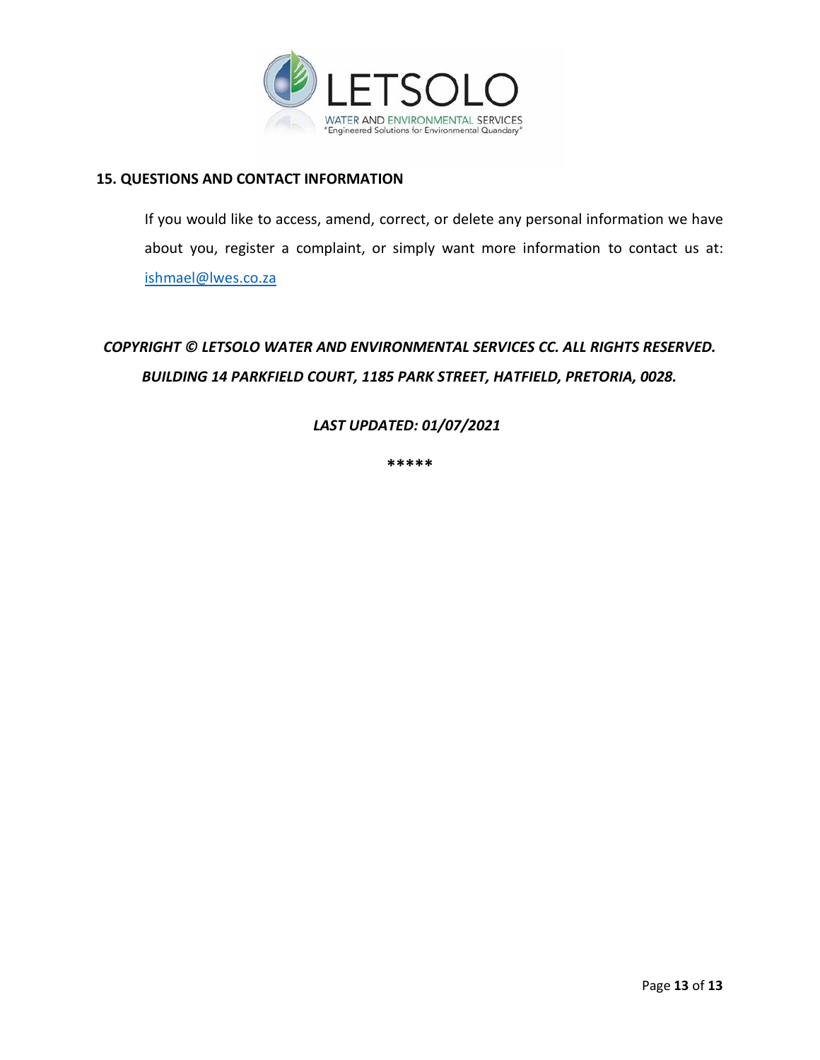## 15. QUESTIONS AND CONTACT INFORMATION

If you would like to access, amend, correct, or delete any personal information we have about you, register a complaint, or simply want more information to contact us at: ishmael@lwes.co.za

***COPYRIGHT © LETSOLO WATER AND ENVIRONMENTAL SERVICES CC. ALL RIGHTS RESERVED.***
***BUILDING 14 PARKFIELD COURT, 1185 PARK STREET, HATFIELD, PRETORIA, 0028.***

***LAST UPDATED: 01/07/2021***

**\*\*\*\*\***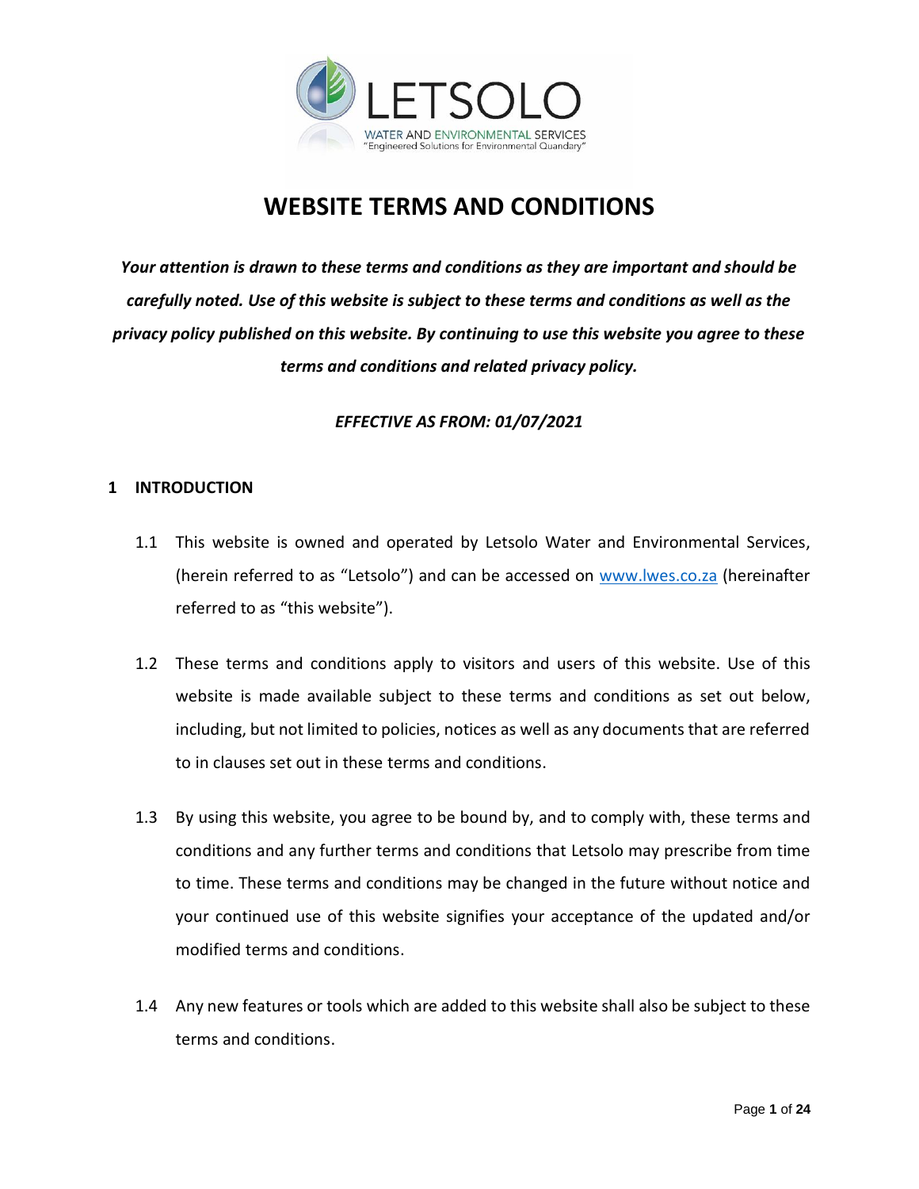# WEBSITE TERMS AND CONDITIONS

***Your attention is drawn to these terms and conditions as they are important and should be carefully noted. Use of this website is subject to these terms and conditions as well as the privacy policy published on this website. By continuing to use this website you agree to these terms and conditions and related privacy policy.***

***EFFECTIVE AS FROM: 01/07/2021***

## 1 INTRODUCTION

1.1 This website is owned and operated by Letsolo Water and Environmental Services, (herein referred to as "Letsolo") and can be accessed on www.lwes.co.za (hereinafter referred to as "this website").

1.2 These terms and conditions apply to visitors and users of this website. Use of this website is made available subject to these terms and conditions as set out below, including, but not limited to policies, notices as well as any documents that are referred to in clauses set out in these terms and conditions.

1.3 By using this website, you agree to be bound by, and to comply with, these terms and conditions and any further terms and conditions that Letsolo may prescribe from time to time. These terms and conditions may be changed in the future without notice and your continued use of this website signifies your acceptance of the updated and/or modified terms and conditions.

1.4 Any new features or tools which are added to this website shall also be subject to these terms and conditions.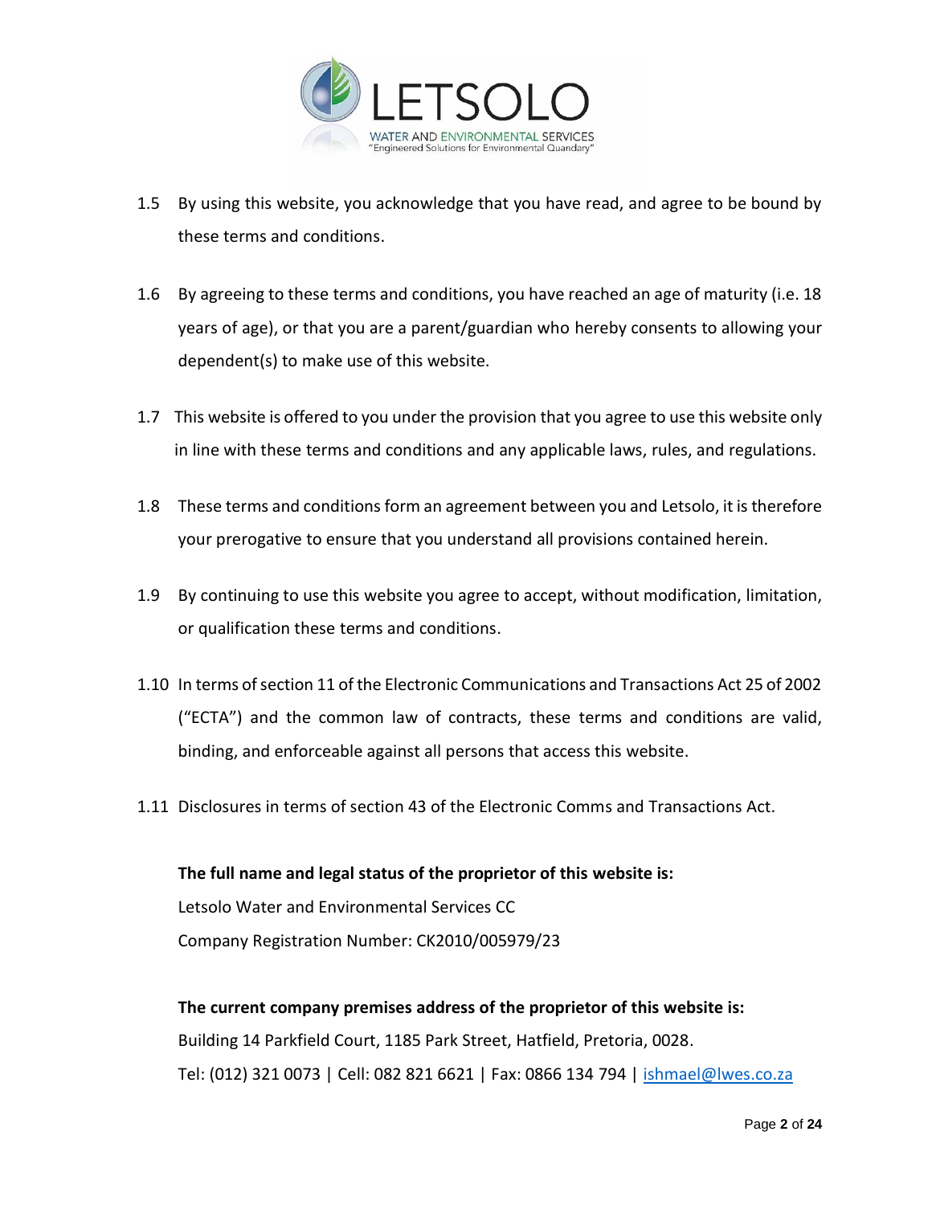1.5 By using this website, you acknowledge that you have read, and agree to be bound by these terms and conditions.

1.6 By agreeing to these terms and conditions, you have reached an age of maturity (i.e. 18 years of age), or that you are a parent/guardian who hereby consents to allowing your dependent(s) to make use of this website.

1.7 This website is offered to you under the provision that you agree to use this website only in line with these terms and conditions and any applicable laws, rules, and regulations.

1.8 These terms and conditions form an agreement between you and Letsolo, it is therefore your prerogative to ensure that you understand all provisions contained herein.

1.9 By continuing to use this website you agree to accept, without modification, limitation, or qualification these terms and conditions.

1.10 In terms of section 11 of the Electronic Communications and Transactions Act 25 of 2002 ("ECTA") and the common law of contracts, these terms and conditions are valid, binding, and enforceable against all persons that access this website.

1.11 Disclosures in terms of section 43 of the Electronic Comms and Transactions Act.

**The full name and legal status of the proprietor of this website is:**
Letsolo Water and Environmental Services CC
Company Registration Number: CK2010/005979/23

**The current company premises address of the proprietor of this website is:**
Building 14 Parkfield Court, 1185 Park Street, Hatfield, Pretoria, 0028.
Tel: (012) 321 0073 | Cell: 082 821 6621 | Fax: 0866 134 794 | ishmael@lwes.co.za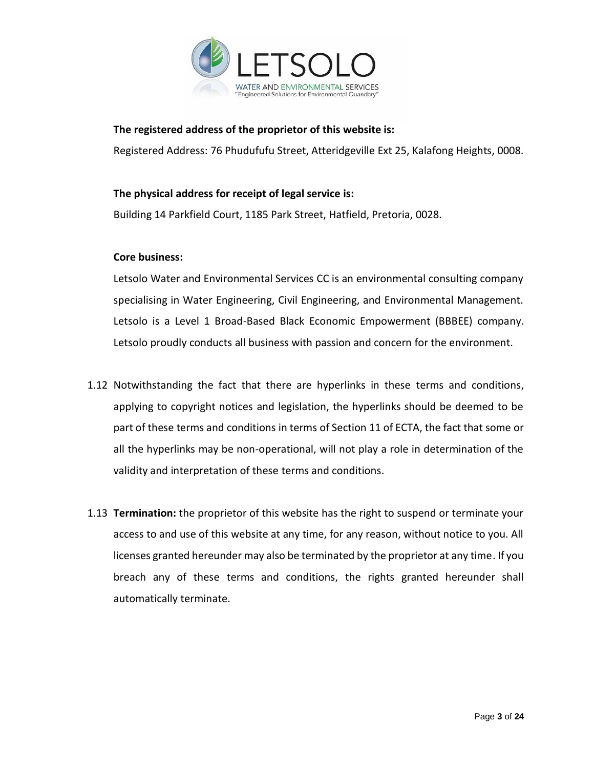**The registered address of the proprietor of this website is:**

Registered Address: 76 Phudufufu Street, Atteridgeville Ext 25, Kalafong Heights, 0008.

**The physical address for receipt of legal service is:**

Building 14 Parkfield Court, 1185 Park Street, Hatfield, Pretoria, 0028.

**Core business:**

Letsolo Water and Environmental Services CC is an environmental consulting company specialising in Water Engineering, Civil Engineering, and Environmental Management. Letsolo is a Level 1 Broad-Based Black Economic Empowerment (BBBEE) company. Letsolo proudly conducts all business with passion and concern for the environment.

1.12 Notwithstanding the fact that there are hyperlinks in these terms and conditions, applying to copyright notices and legislation, the hyperlinks should be deemed to be part of these terms and conditions in terms of Section 11 of ECTA, the fact that some or all the hyperlinks may be non-operational, will not play a role in determination of the validity and interpretation of these terms and conditions.

1.13 **Termination:** the proprietor of this website has the right to suspend or terminate your access to and use of this website at any time, for any reason, without notice to you. All licenses granted hereunder may also be terminated by the proprietor at any time. If you breach any of these terms and conditions, the rights granted hereunder shall automatically terminate.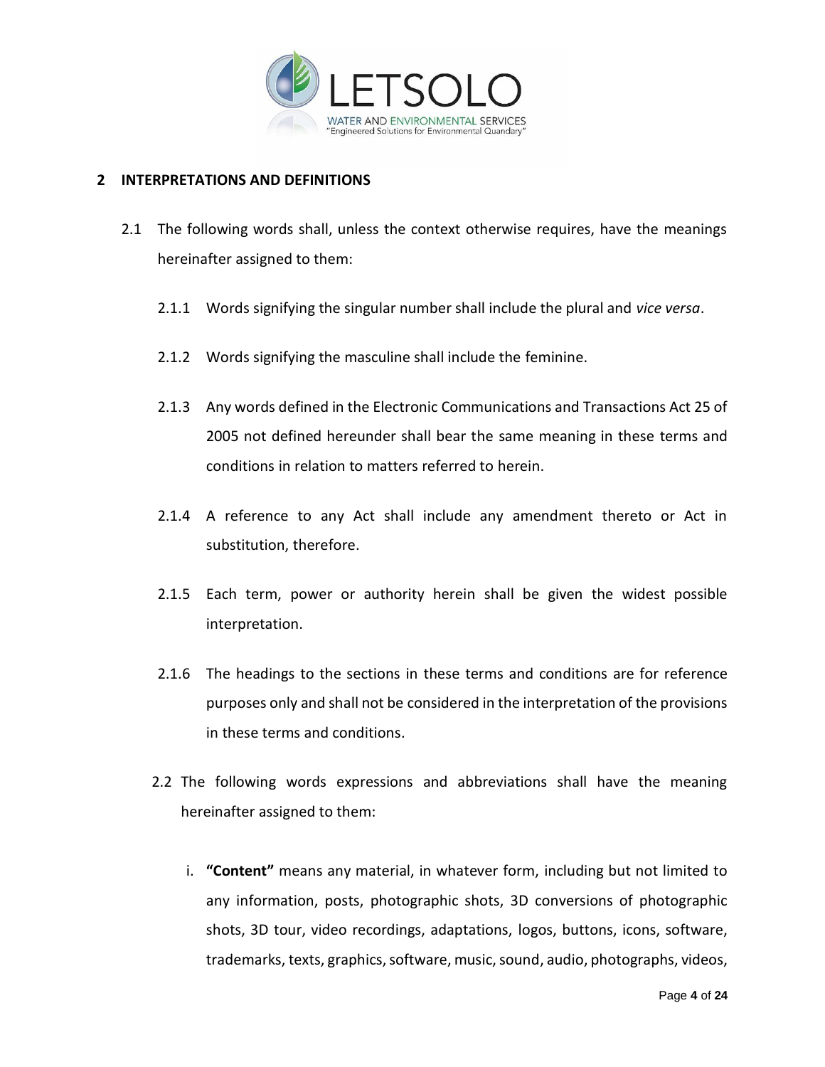## 2 INTERPRETATIONS AND DEFINITIONS

2.1 The following words shall, unless the context otherwise requires, have the meanings hereinafter assigned to them:

2.1.1 Words signifying the singular number shall include the plural and *vice versa*.

2.1.2 Words signifying the masculine shall include the feminine.

2.1.3 Any words defined in the Electronic Communications and Transactions Act 25 of 2005 not defined hereunder shall bear the same meaning in these terms and conditions in relation to matters referred to herein.

2.1.4 A reference to any Act shall include any amendment thereto or Act in substitution, therefore.

2.1.5 Each term, power or authority herein shall be given the widest possible interpretation.

2.1.6 The headings to the sections in these terms and conditions are for reference purposes only and shall not be considered in the interpretation of the provisions in these terms and conditions.

2.2 The following words expressions and abbreviations shall have the meaning hereinafter assigned to them:

i. **"Content"** means any material, in whatever form, including but not limited to any information, posts, photographic shots, 3D conversions of photographic shots, 3D tour, video recordings, adaptations, logos, buttons, icons, software, trademarks, texts, graphics, software, music, sound, audio, photographs, videos,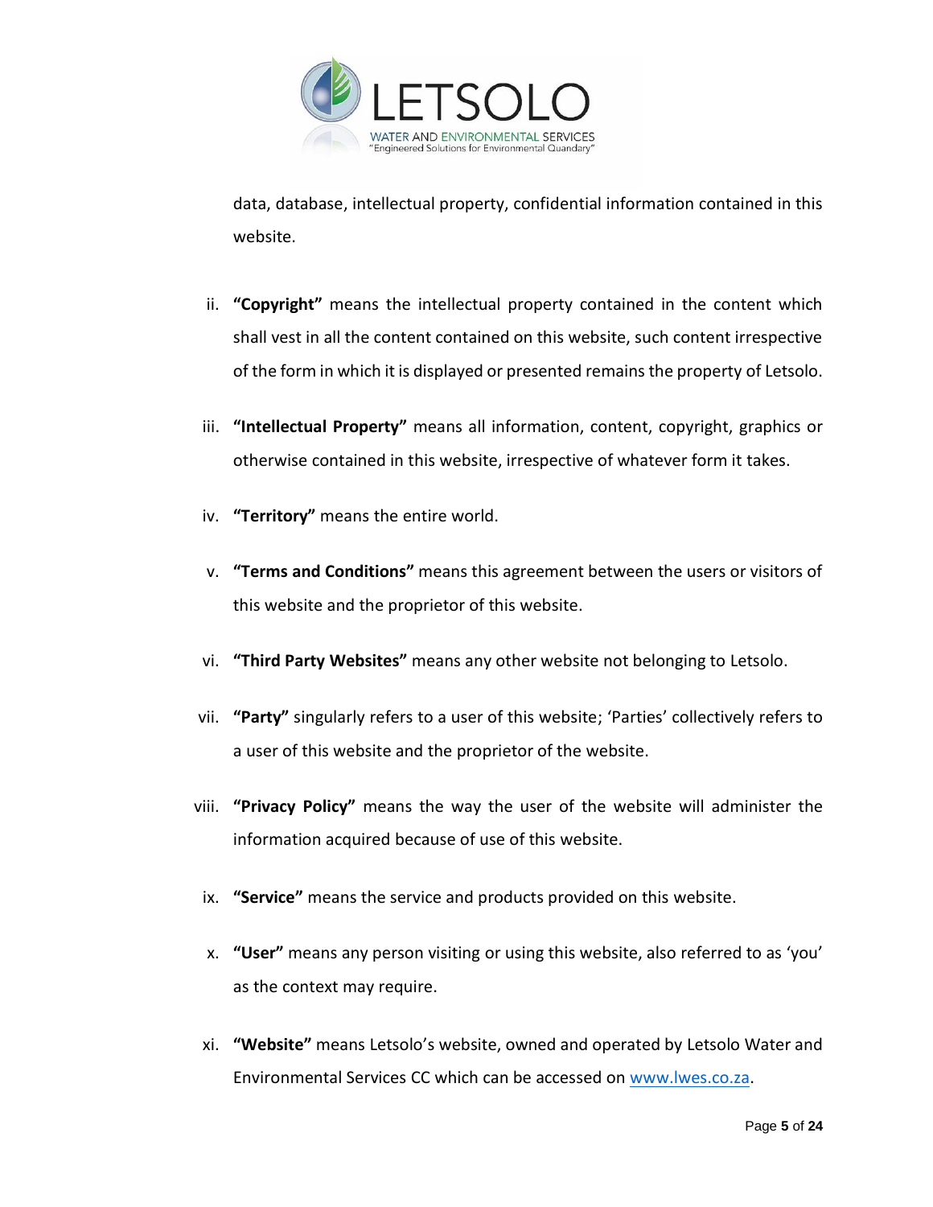data, database, intellectual property, confidential information contained in this website.

ii. **"Copyright"** means the intellectual property contained in the content which shall vest in all the content contained on this website, such content irrespective of the form in which it is displayed or presented remains the property of Letsolo.

iii. **"Intellectual Property"** means all information, content, copyright, graphics or otherwise contained in this website, irrespective of whatever form it takes.

iv. **"Territory"** means the entire world.

v. **"Terms and Conditions"** means this agreement between the users or visitors of this website and the proprietor of this website.

vi. **"Third Party Websites"** means any other website not belonging to Letsolo.

vii. **"Party"** singularly refers to a user of this website; 'Parties' collectively refers to a user of this website and the proprietor of the website.

viii. **"Privacy Policy"** means the way the user of the website will administer the information acquired because of use of this website.

ix. **"Service"** means the service and products provided on this website.

x. **"User"** means any person visiting or using this website, also referred to as 'you' as the context may require.

xi. **"Website"** means Letsolo's website, owned and operated by Letsolo Water and Environmental Services CC which can be accessed on [www.lwes.co.za](http://www.lwes.co.za).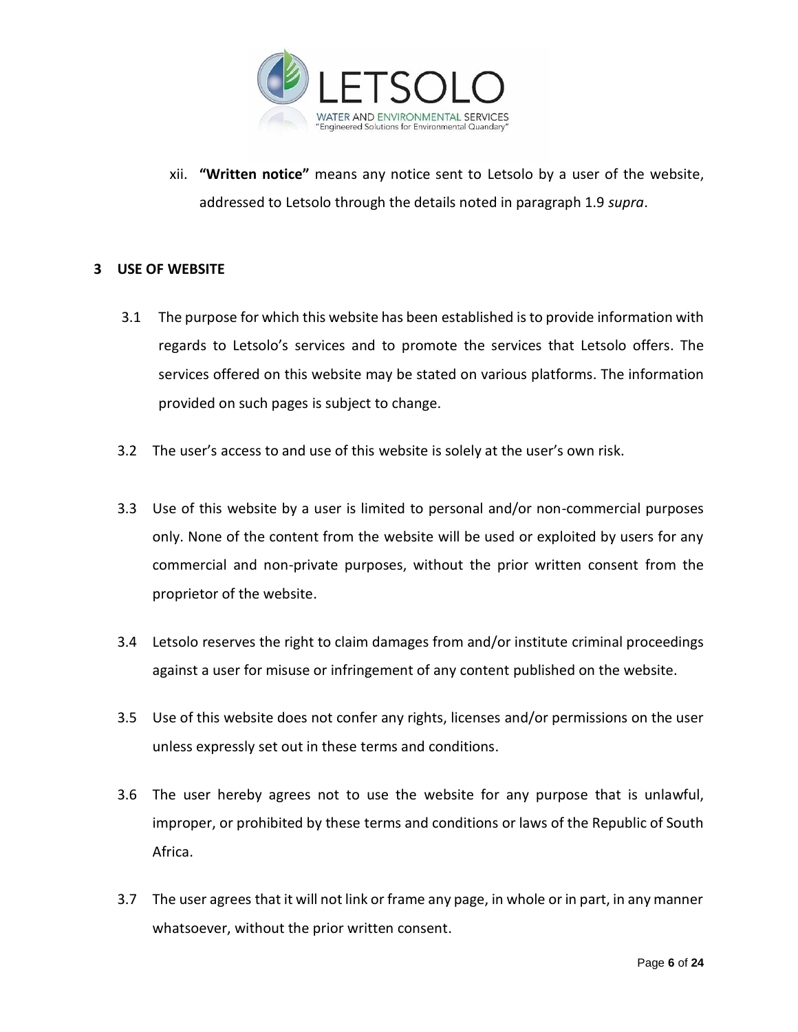xii. **"Written notice"** means any notice sent to Letsolo by a user of the website, addressed to Letsolo through the details noted in paragraph 1.9 *supra*.

## 3 USE OF WEBSITE

3.1 The purpose for which this website has been established is to provide information with regards to Letsolo's services and to promote the services that Letsolo offers. The services offered on this website may be stated on various platforms. The information provided on such pages is subject to change.

3.2 The user's access to and use of this website is solely at the user's own risk.

3.3 Use of this website by a user is limited to personal and/or non-commercial purposes only. None of the content from the website will be used or exploited by users for any commercial and non-private purposes, without the prior written consent from the proprietor of the website.

3.4 Letsolo reserves the right to claim damages from and/or institute criminal proceedings against a user for misuse or infringement of any content published on the website.

3.5 Use of this website does not confer any rights, licenses and/or permissions on the user unless expressly set out in these terms and conditions.

3.6 The user hereby agrees not to use the website for any purpose that is unlawful, improper, or prohibited by these terms and conditions or laws of the Republic of South Africa.

3.7 The user agrees that it will not link or frame any page, in whole or in part, in any manner whatsoever, without the prior written consent.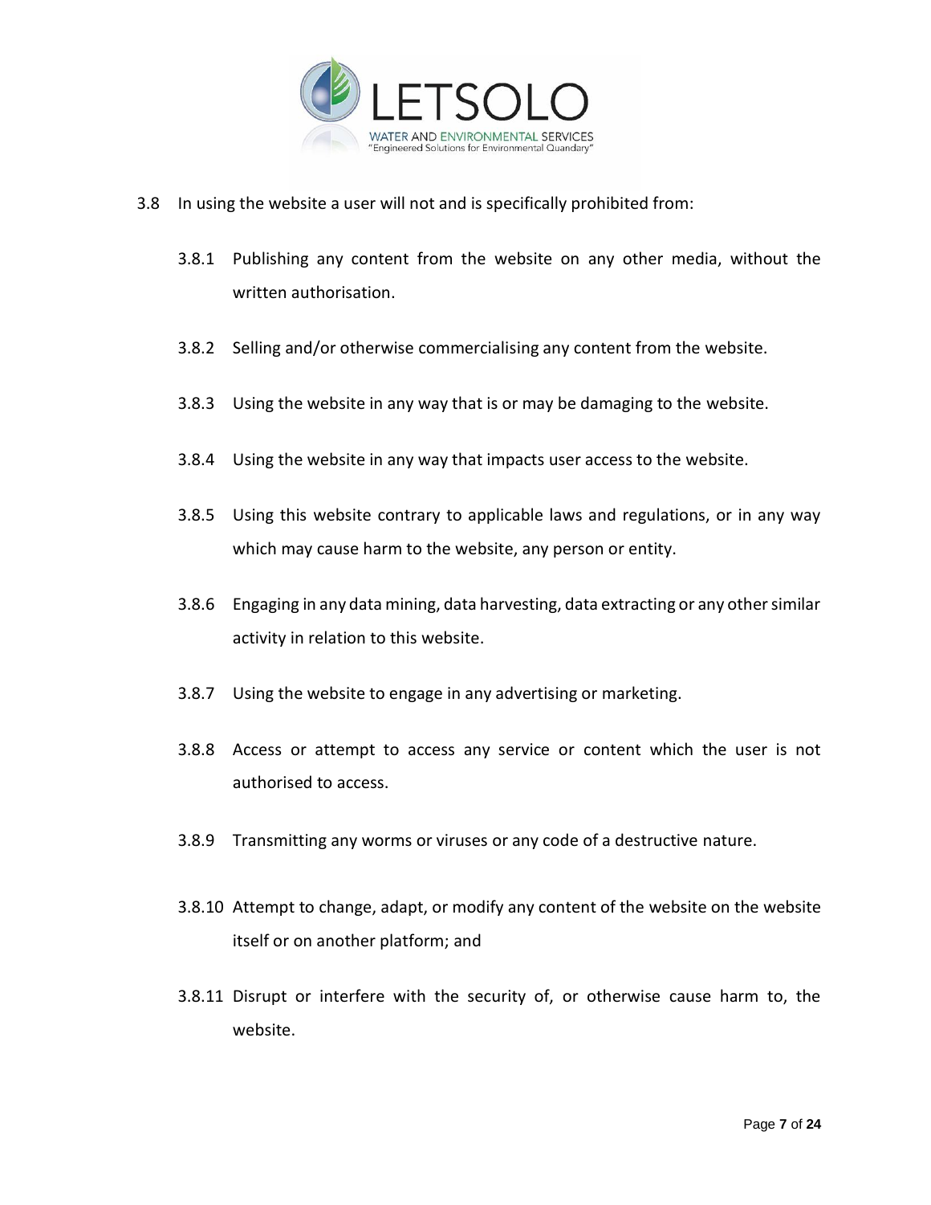3.8 In using the website a user will not and is specifically prohibited from:

3.8.1 Publishing any content from the website on any other media, without the written authorisation.

3.8.2 Selling and/or otherwise commercialising any content from the website.

3.8.3 Using the website in any way that is or may be damaging to the website.

3.8.4 Using the website in any way that impacts user access to the website.

3.8.5 Using this website contrary to applicable laws and regulations, or in any way which may cause harm to the website, any person or entity.

3.8.6 Engaging in any data mining, data harvesting, data extracting or any other similar activity in relation to this website.

3.8.7 Using the website to engage in any advertising or marketing.

3.8.8 Access or attempt to access any service or content which the user is not authorised to access.

3.8.9 Transmitting any worms or viruses or any code of a destructive nature.

3.8.10 Attempt to change, adapt, or modify any content of the website on the website itself or on another platform; and

3.8.11 Disrupt or interfere with the security of, or otherwise cause harm to, the website.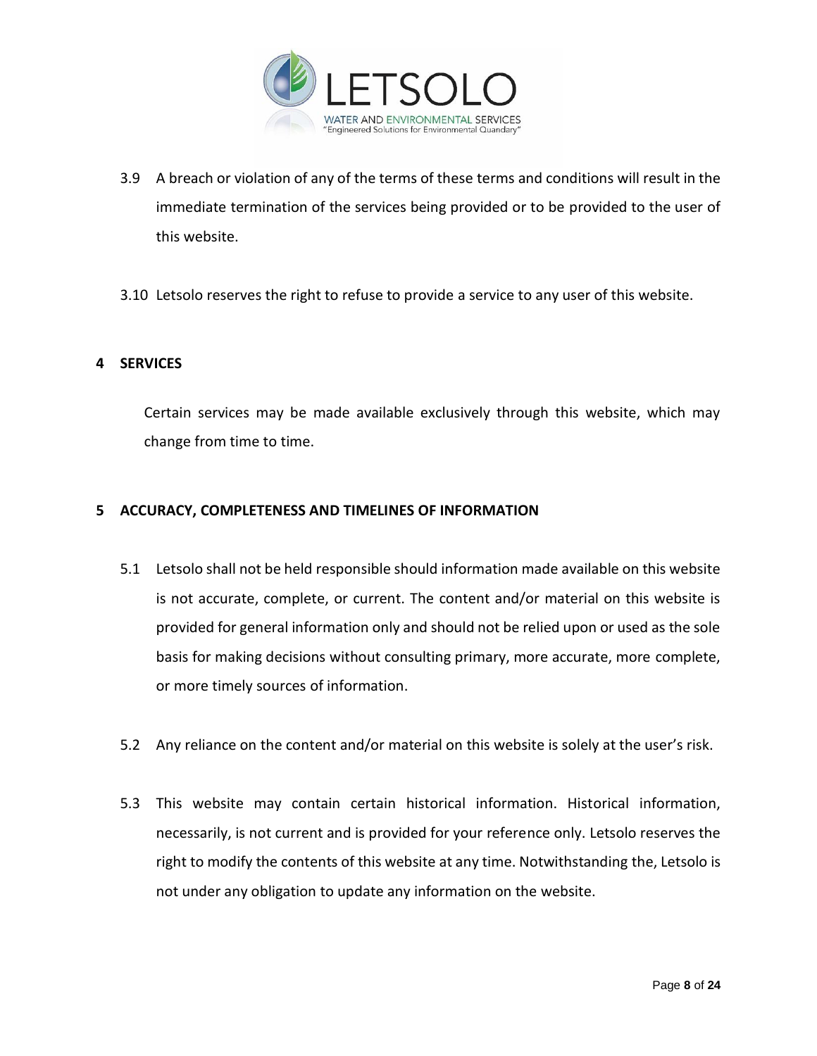3.9 A breach or violation of any of the terms of these terms and conditions will result in the immediate termination of the services being provided or to be provided to the user of this website.

3.10 Letsolo reserves the right to refuse to provide a service to any user of this website.

## 4 SERVICES

Certain services may be made available exclusively through this website, which may change from time to time.

## 5 ACCURACY, COMPLETENESS AND TIMELINES OF INFORMATION

5.1 Letsolo shall not be held responsible should information made available on this website is not accurate, complete, or current. The content and/or material on this website is provided for general information only and should not be relied upon or used as the sole basis for making decisions without consulting primary, more accurate, more complete, or more timely sources of information.

5.2 Any reliance on the content and/or material on this website is solely at the user's risk.

5.3 This website may contain certain historical information. Historical information, necessarily, is not current and is provided for your reference only. Letsolo reserves the right to modify the contents of this website at any time. Notwithstanding the, Letsolo is not under any obligation to update any information on the website.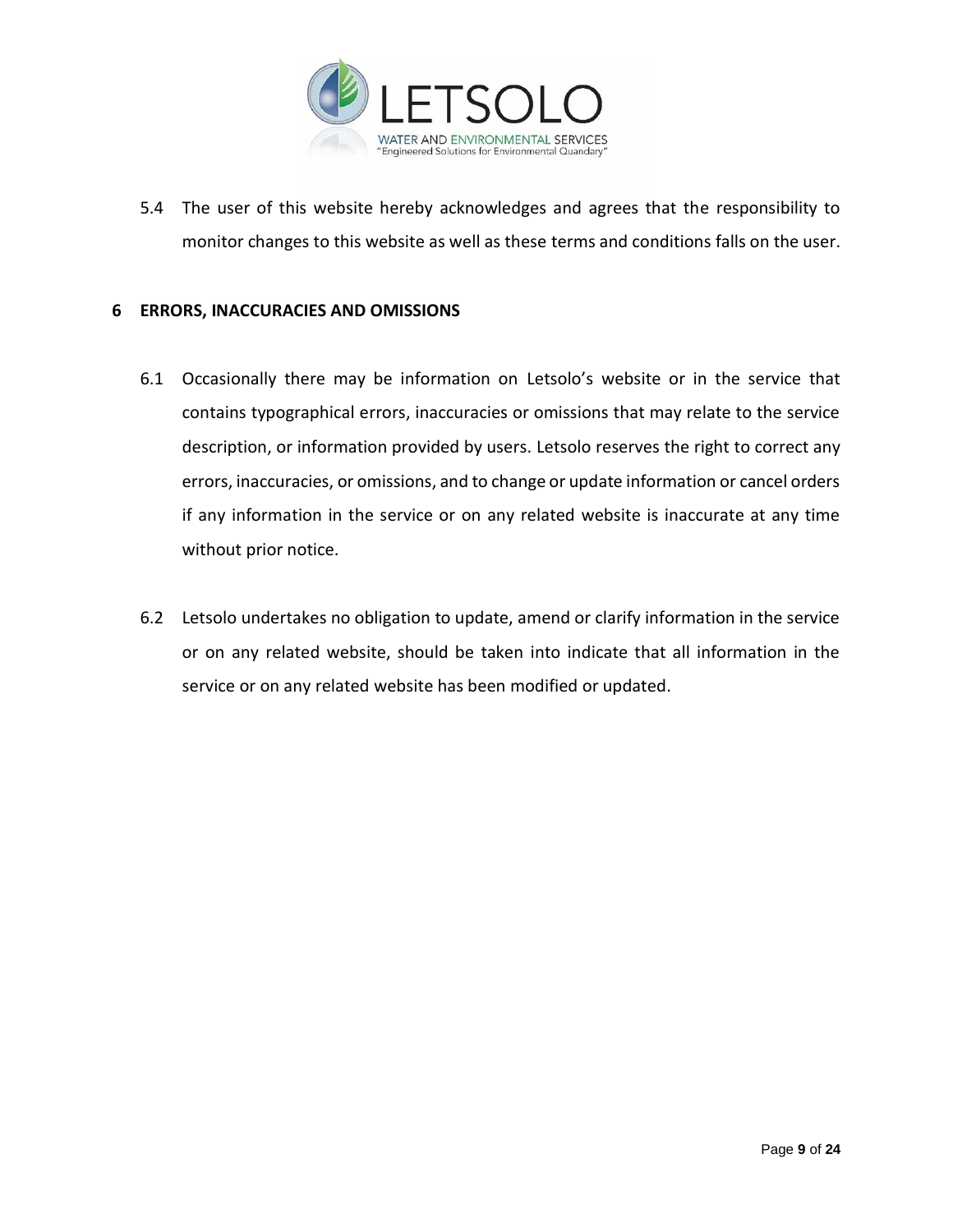5.4 The user of this website hereby acknowledges and agrees that the responsibility to monitor changes to this website as well as these terms and conditions falls on the user.

## 6 ERRORS, INACCURACIES AND OMISSIONS

6.1 Occasionally there may be information on Letsolo's website or in the service that contains typographical errors, inaccuracies or omissions that may relate to the service description, or information provided by users. Letsolo reserves the right to correct any errors, inaccuracies, or omissions, and to change or update information or cancel orders if any information in the service or on any related website is inaccurate at any time without prior notice.

6.2 Letsolo undertakes no obligation to update, amend or clarify information in the service or on any related website, should be taken into indicate that all information in the service or on any related website has been modified or updated.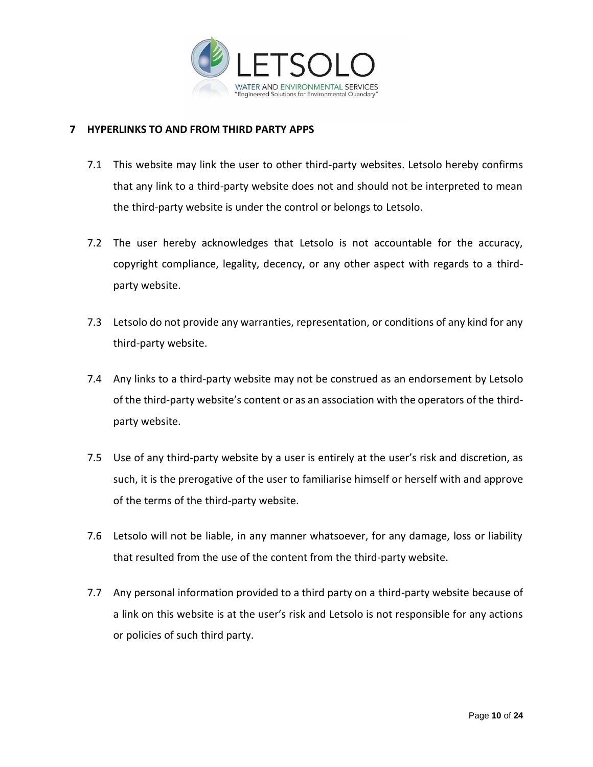## 7 HYPERLINKS TO AND FROM THIRD PARTY APPS

7.1 This website may link the user to other third-party websites. Letsolo hereby confirms that any link to a third-party website does not and should not be interpreted to mean the third-party website is under the control or belongs to Letsolo.

7.2 The user hereby acknowledges that Letsolo is not accountable for the accuracy, copyright compliance, legality, decency, or any other aspect with regards to a third-party website.

7.3 Letsolo do not provide any warranties, representation, or conditions of any kind for any third-party website.

7.4 Any links to a third-party website may not be construed as an endorsement by Letsolo of the third-party website's content or as an association with the operators of the third-party website.

7.5 Use of any third-party website by a user is entirely at the user's risk and discretion, as such, it is the prerogative of the user to familiarise himself or herself with and approve of the terms of the third-party website.

7.6 Letsolo will not be liable, in any manner whatsoever, for any damage, loss or liability that resulted from the use of the content from the third-party website.

7.7 Any personal information provided to a third party on a third-party website because of a link on this website is at the user's risk and Letsolo is not responsible for any actions or policies of such third party.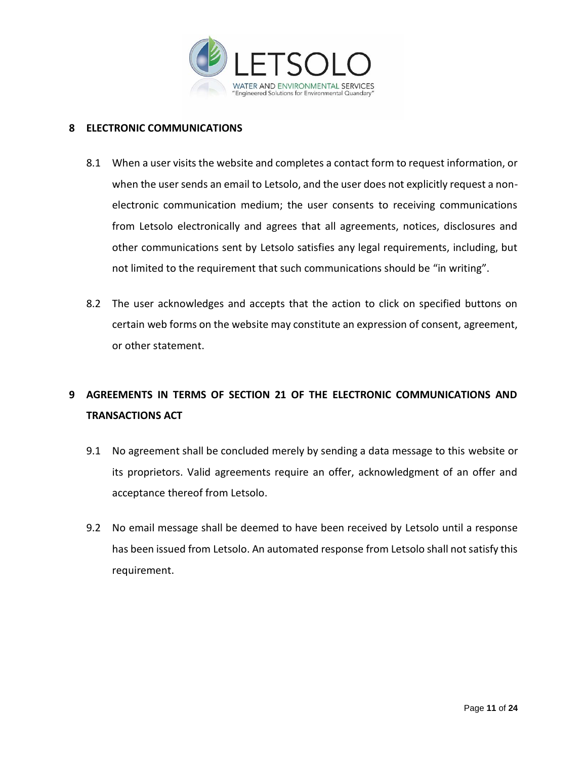## 8 ELECTRONIC COMMUNICATIONS

8.1 When a user visits the website and completes a contact form to request information, or when the user sends an email to Letsolo, and the user does not explicitly request a non-electronic communication medium; the user consents to receiving communications from Letsolo electronically and agrees that all agreements, notices, disclosures and other communications sent by Letsolo satisfies any legal requirements, including, but not limited to the requirement that such communications should be "in writing".

8.2 The user acknowledges and accepts that the action to click on specified buttons on certain web forms on the website may constitute an expression of consent, agreement, or other statement.

## 9 AGREEMENTS IN TERMS OF SECTION 21 OF THE ELECTRONIC COMMUNICATIONS AND TRANSACTIONS ACT

9.1 No agreement shall be concluded merely by sending a data message to this website or its proprietors. Valid agreements require an offer, acknowledgment of an offer and acceptance thereof from Letsolo.

9.2 No email message shall be deemed to have been received by Letsolo until a response has been issued from Letsolo. An automated response from Letsolo shall not satisfy this requirement.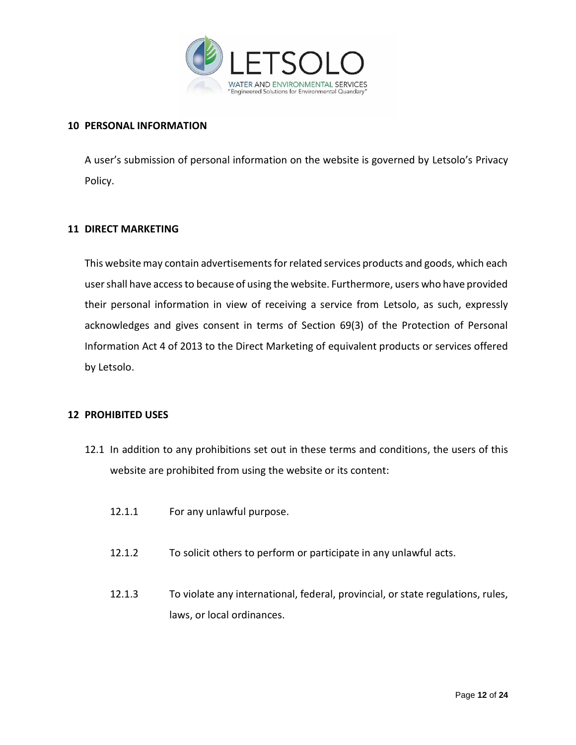## 10 PERSONAL INFORMATION

A user's submission of personal information on the website is governed by Letsolo's Privacy Policy.

## 11 DIRECT MARKETING

This website may contain advertisements for related services products and goods, which each user shall have access to because of using the website. Furthermore, users who have provided their personal information in view of receiving a service from Letsolo, as such, expressly acknowledges and gives consent in terms of Section 69(3) of the Protection of Personal Information Act 4 of 2013 to the Direct Marketing of equivalent products or services offered by Letsolo.

## 12 PROHIBITED USES

12.1 In addition to any prohibitions set out in these terms and conditions, the users of this website are prohibited from using the website or its content:

12.1.1 For any unlawful purpose.

12.1.2 To solicit others to perform or participate in any unlawful acts.

12.1.3 To violate any international, federal, provincial, or state regulations, rules, laws, or local ordinances.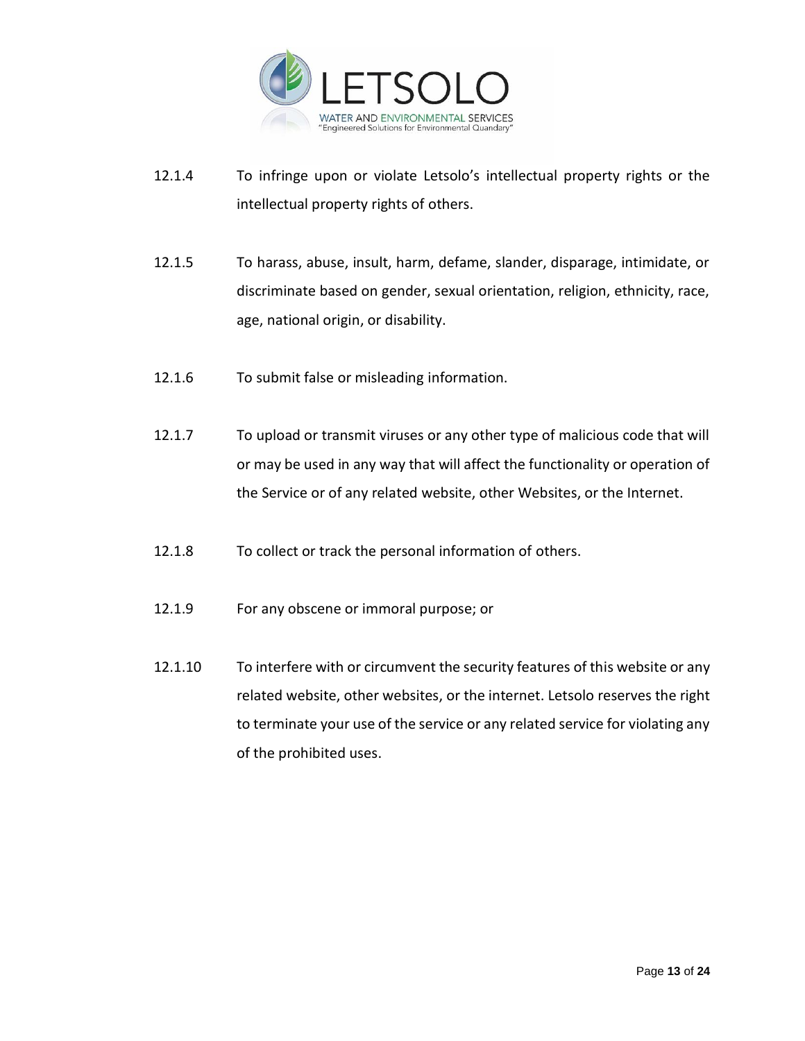12.1.4 To infringe upon or violate Letsolo's intellectual property rights or the intellectual property rights of others.

12.1.5 To harass, abuse, insult, harm, defame, slander, disparage, intimidate, or discriminate based on gender, sexual orientation, religion, ethnicity, race, age, national origin, or disability.

12.1.6 To submit false or misleading information.

12.1.7 To upload or transmit viruses or any other type of malicious code that will or may be used in any way that will affect the functionality or operation of the Service or of any related website, other Websites, or the Internet.

12.1.8 To collect or track the personal information of others.

12.1.9 For any obscene or immoral purpose; or

12.1.10 To interfere with or circumvent the security features of this website or any related website, other websites, or the internet. Letsolo reserves the right to terminate your use of the service or any related service for violating any of the prohibited uses.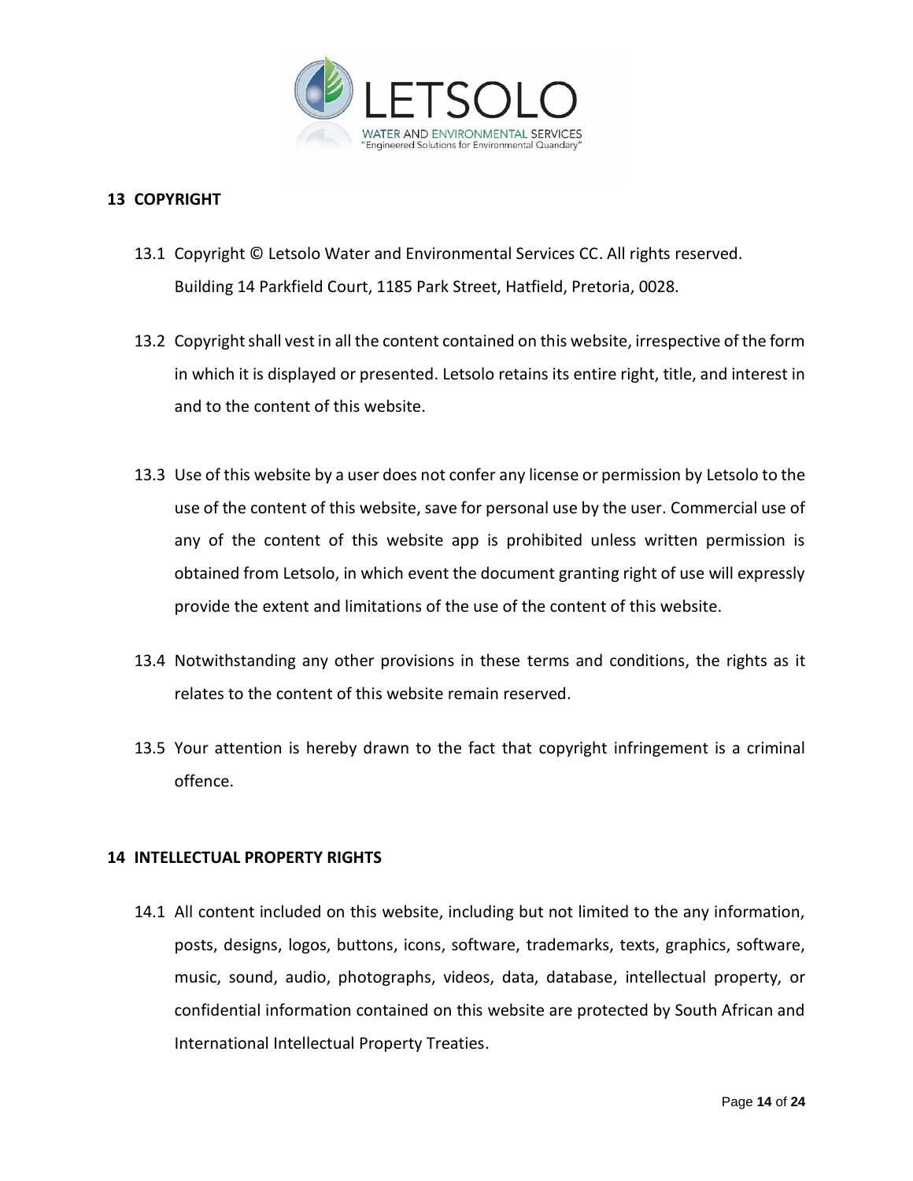## 13 COPYRIGHT

13.1 Copyright © Letsolo Water and Environmental Services CC. All rights reserved. Building 14 Parkfield Court, 1185 Park Street, Hatfield, Pretoria, 0028.

13.2 Copyright shall vest in all the content contained on this website, irrespective of the form in which it is displayed or presented. Letsolo retains its entire right, title, and interest in and to the content of this website.

13.3 Use of this website by a user does not confer any license or permission by Letsolo to the use of the content of this website, save for personal use by the user. Commercial use of any of the content of this website app is prohibited unless written permission is obtained from Letsolo, in which event the document granting right of use will expressly provide the extent and limitations of the use of the content of this website.

13.4 Notwithstanding any other provisions in these terms and conditions, the rights as it relates to the content of this website remain reserved.

13.5 Your attention is hereby drawn to the fact that copyright infringement is a criminal offence.

## 14 INTELLECTUAL PROPERTY RIGHTS

14.1 All content included on this website, including but not limited to the any information, posts, designs, logos, buttons, icons, software, trademarks, texts, graphics, software, music, sound, audio, photographs, videos, data, database, intellectual property, or confidential information contained on this website are protected by South African and International Intellectual Property Treaties.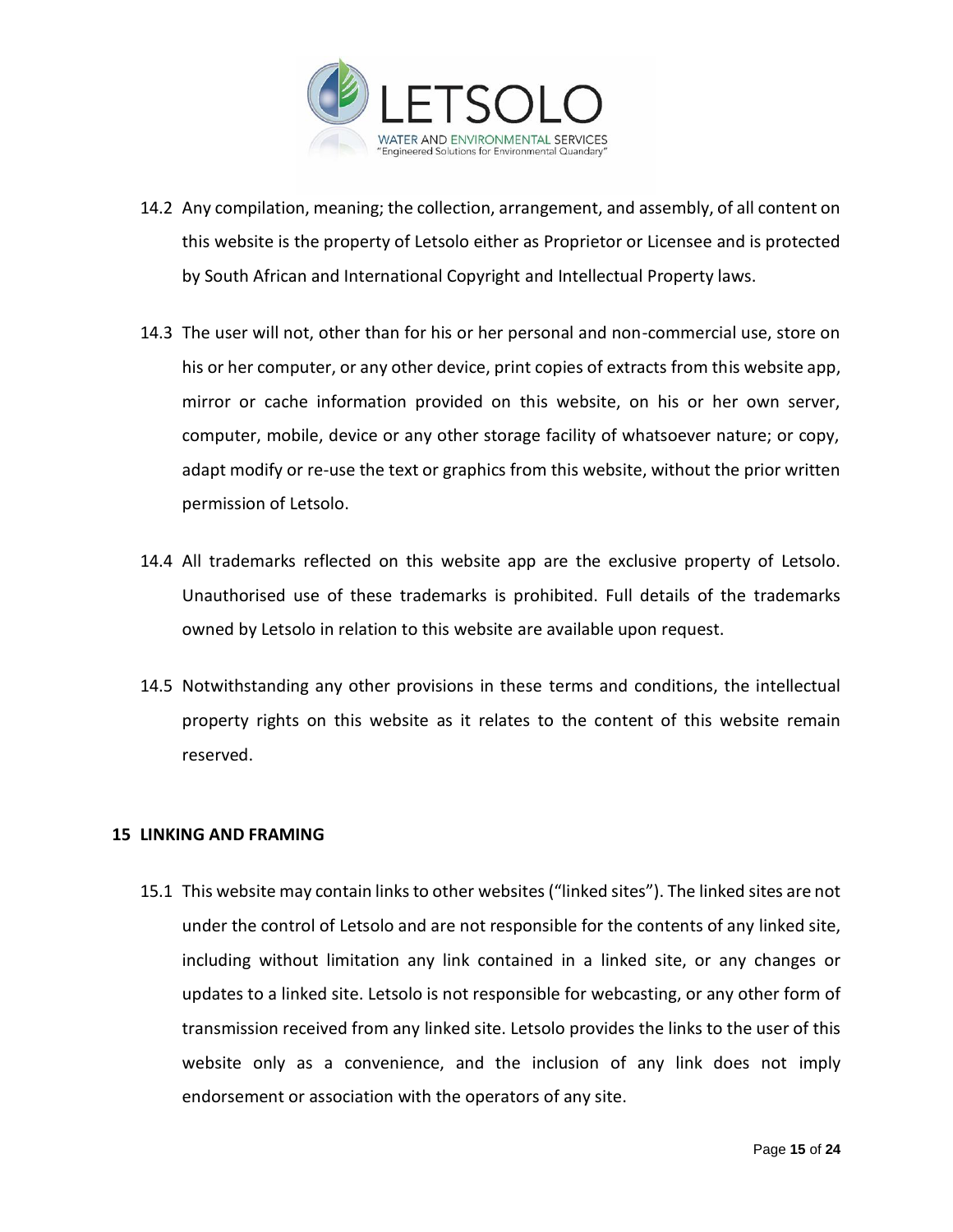14.2 Any compilation, meaning; the collection, arrangement, and assembly, of all content on this website is the property of Letsolo either as Proprietor or Licensee and is protected by South African and International Copyright and Intellectual Property laws.

14.3 The user will not, other than for his or her personal and non-commercial use, store on his or her computer, or any other device, print copies of extracts from this website app, mirror or cache information provided on this website, on his or her own server, computer, mobile, device or any other storage facility of whatsoever nature; or copy, adapt modify or re-use the text or graphics from this website, without the prior written permission of Letsolo.

14.4 All trademarks reflected on this website app are the exclusive property of Letsolo. Unauthorised use of these trademarks is prohibited. Full details of the trademarks owned by Letsolo in relation to this website are available upon request.

14.5 Notwithstanding any other provisions in these terms and conditions, the intellectual property rights on this website as it relates to the content of this website remain reserved.

## 15 LINKING AND FRAMING

15.1 This website may contain links to other websites ("linked sites"). The linked sites are not under the control of Letsolo and are not responsible for the contents of any linked site, including without limitation any link contained in a linked site, or any changes or updates to a linked site. Letsolo is not responsible for webcasting, or any other form of transmission received from any linked site. Letsolo provides the links to the user of this website only as a convenience, and the inclusion of any link does not imply endorsement or association with the operators of any site.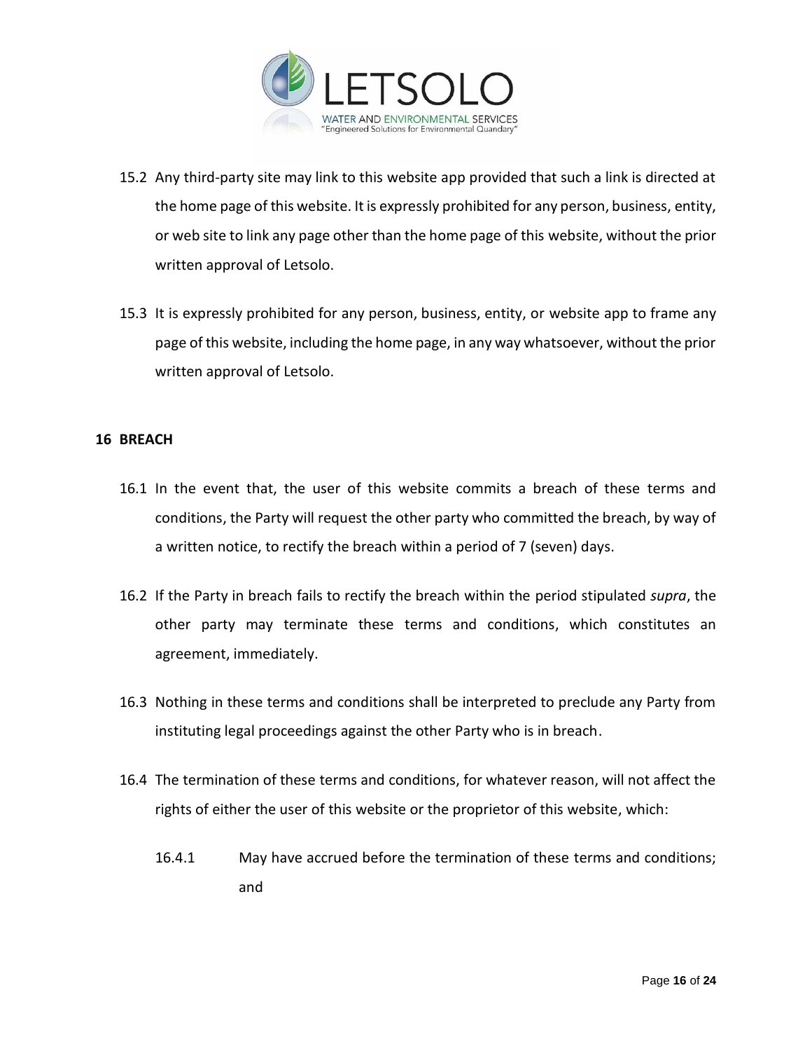15.2 Any third-party site may link to this website app provided that such a link is directed at the home page of this website. It is expressly prohibited for any person, business, entity, or web site to link any page other than the home page of this website, without the prior written approval of Letsolo.

15.3 It is expressly prohibited for any person, business, entity, or website app to frame any page of this website, including the home page, in any way whatsoever, without the prior written approval of Letsolo.

## 16 BREACH

16.1 In the event that, the user of this website commits a breach of these terms and conditions, the Party will request the other party who committed the breach, by way of a written notice, to rectify the breach within a period of 7 (seven) days.

16.2 If the Party in breach fails to rectify the breach within the period stipulated *supra*, the other party may terminate these terms and conditions, which constitutes an agreement, immediately.

16.3 Nothing in these terms and conditions shall be interpreted to preclude any Party from instituting legal proceedings against the other Party who is in breach.

16.4 The termination of these terms and conditions, for whatever reason, will not affect the rights of either the user of this website or the proprietor of this website, which:

16.4.1 May have accrued before the termination of these terms and conditions; and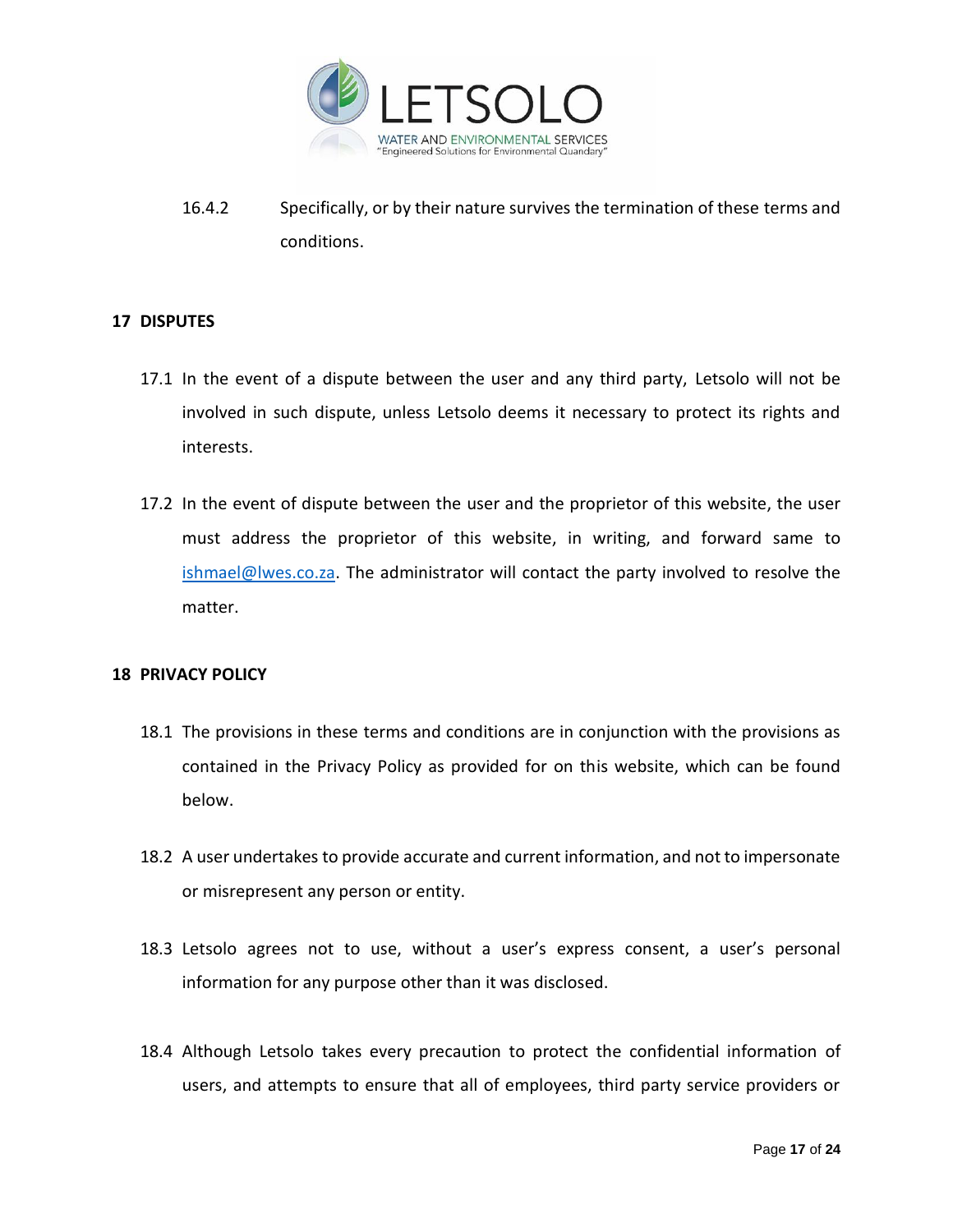16.4.2 Specifically, or by their nature survives the termination of these terms and conditions.

## 17 DISPUTES

17.1 In the event of a dispute between the user and any third party, Letsolo will not be involved in such dispute, unless Letsolo deems it necessary to protect its rights and interests.

17.2 In the event of dispute between the user and the proprietor of this website, the user must address the proprietor of this website, in writing, and forward same to ishmael@lwes.co.za. The administrator will contact the party involved to resolve the matter.

## 18 PRIVACY POLICY

18.1 The provisions in these terms and conditions are in conjunction with the provisions as contained in the Privacy Policy as provided for on this website, which can be found below.

18.2 A user undertakes to provide accurate and current information, and not to impersonate or misrepresent any person or entity.

18.3 Letsolo agrees not to use, without a user's express consent, a user's personal information for any purpose other than it was disclosed.

18.4 Although Letsolo takes every precaution to protect the confidential information of users, and attempts to ensure that all of employees, third party service providers or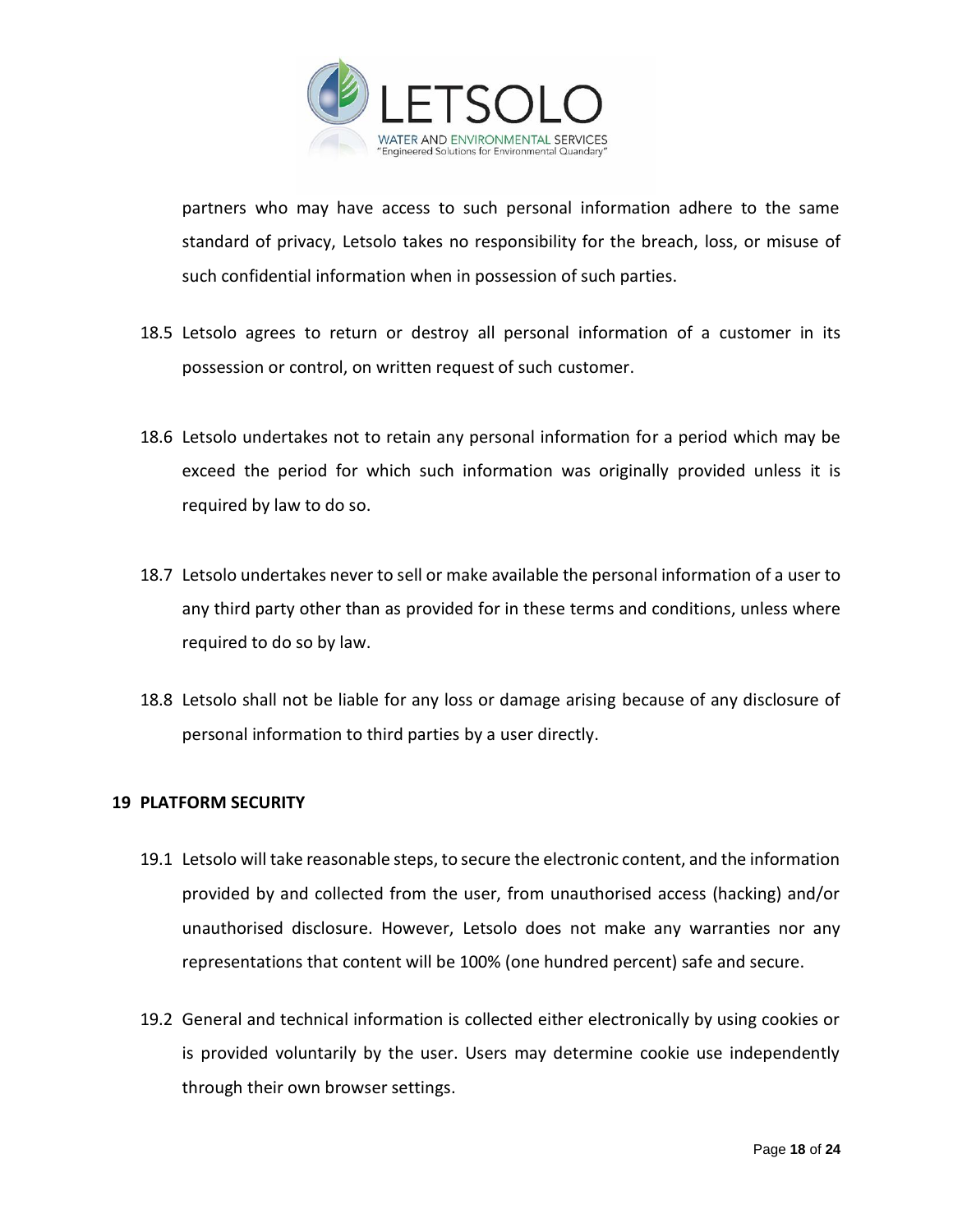partners who may have access to such personal information adhere to the same standard of privacy, Letsolo takes no responsibility for the breach, loss, or misuse of such confidential information when in possession of such parties.

18.5 Letsolo agrees to return or destroy all personal information of a customer in its possession or control, on written request of such customer.

18.6 Letsolo undertakes not to retain any personal information for a period which may be exceed the period for which such information was originally provided unless it is required by law to do so.

18.7 Letsolo undertakes never to sell or make available the personal information of a user to any third party other than as provided for in these terms and conditions, unless where required to do so by law.

18.8 Letsolo shall not be liable for any loss or damage arising because of any disclosure of personal information to third parties by a user directly.

## 19 PLATFORM SECURITY

19.1 Letsolo will take reasonable steps, to secure the electronic content, and the information provided by and collected from the user, from unauthorised access (hacking) and/or unauthorised disclosure. However, Letsolo does not make any warranties nor any representations that content will be 100% (one hundred percent) safe and secure.

19.2 General and technical information is collected either electronically by using cookies or is provided voluntarily by the user. Users may determine cookie use independently through their own browser settings.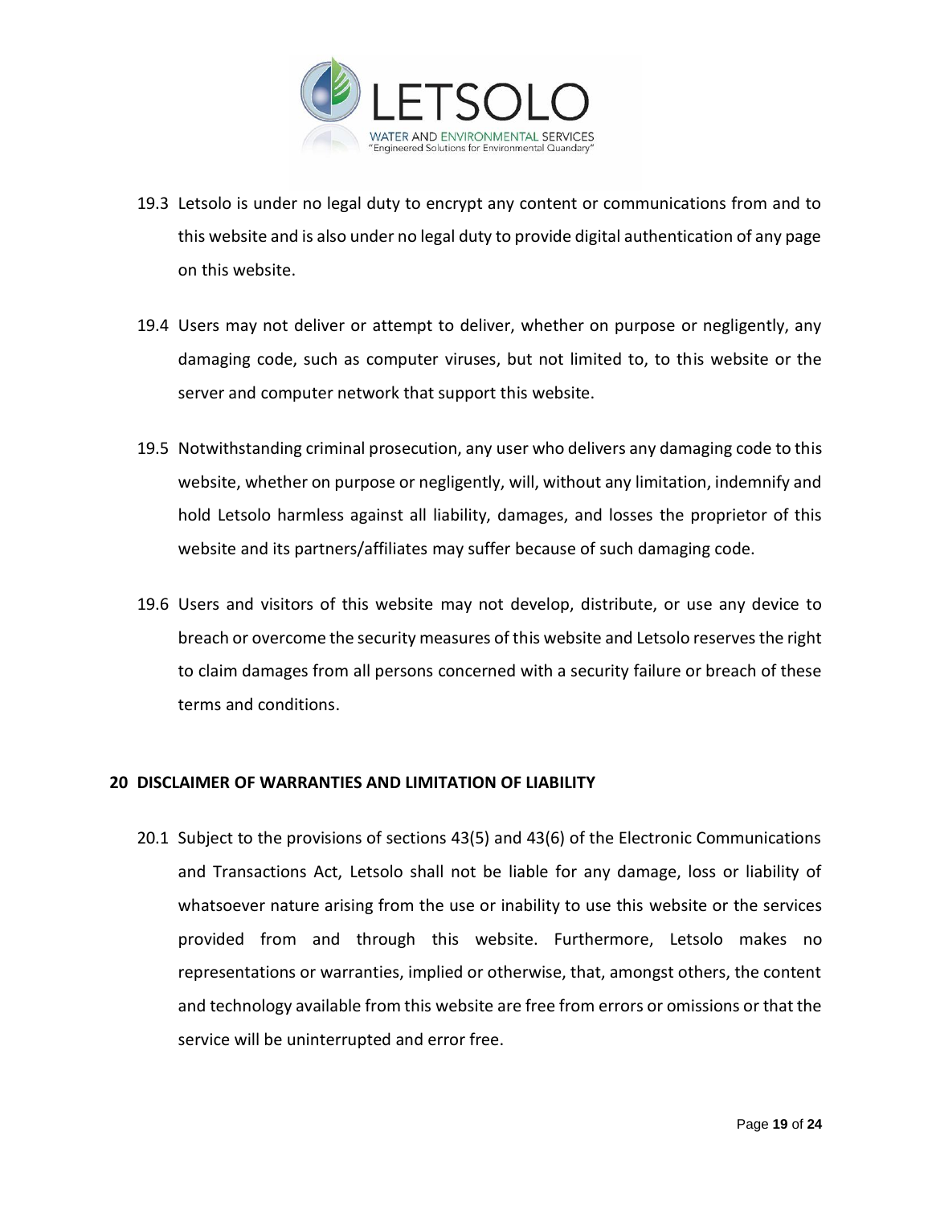19.3 Letsolo is under no legal duty to encrypt any content or communications from and to this website and is also under no legal duty to provide digital authentication of any page on this website.

19.4 Users may not deliver or attempt to deliver, whether on purpose or negligently, any damaging code, such as computer viruses, but not limited to, to this website or the server and computer network that support this website.

19.5 Notwithstanding criminal prosecution, any user who delivers any damaging code to this website, whether on purpose or negligently, will, without any limitation, indemnify and hold Letsolo harmless against all liability, damages, and losses the proprietor of this website and its partners/affiliates may suffer because of such damaging code.

19.6 Users and visitors of this website may not develop, distribute, or use any device to breach or overcome the security measures of this website and Letsolo reserves the right to claim damages from all persons concerned with a security failure or breach of these terms and conditions.

## 20 DISCLAIMER OF WARRANTIES AND LIMITATION OF LIABILITY

20.1 Subject to the provisions of sections 43(5) and 43(6) of the Electronic Communications and Transactions Act, Letsolo shall not be liable for any damage, loss or liability of whatsoever nature arising from the use or inability to use this website or the services provided from and through this website. Furthermore, Letsolo makes no representations or warranties, implied or otherwise, that, amongst others, the content and technology available from this website are free from errors or omissions or that the service will be uninterrupted and error free.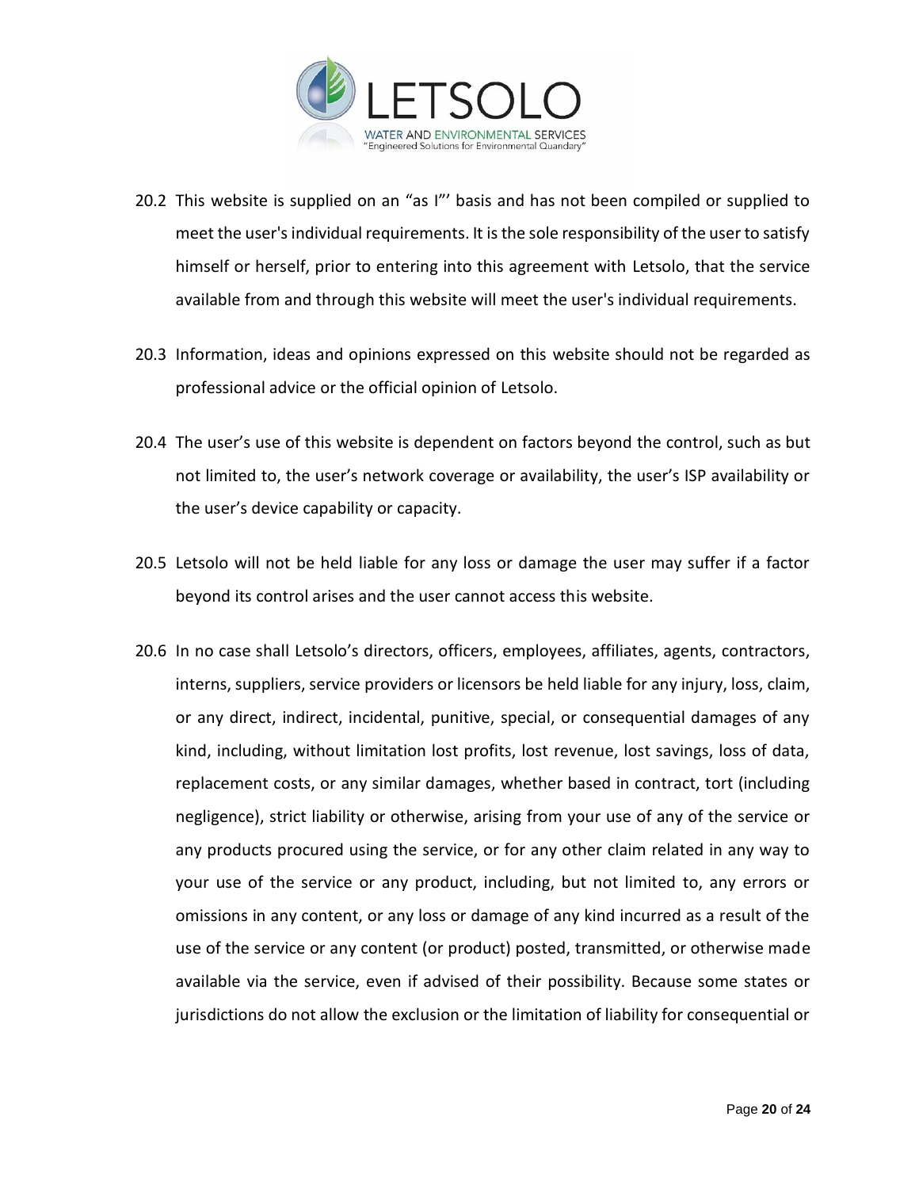20.2 This website is supplied on an "as I"' basis and has not been compiled or supplied to meet the user's individual requirements. It is the sole responsibility of the user to satisfy himself or herself, prior to entering into this agreement with Letsolo, that the service available from and through this website will meet the user's individual requirements.

20.3 Information, ideas and opinions expressed on this website should not be regarded as professional advice or the official opinion of Letsolo.

20.4 The user's use of this website is dependent on factors beyond the control, such as but not limited to, the user's network coverage or availability, the user's ISP availability or the user's device capability or capacity.

20.5 Letsolo will not be held liable for any loss or damage the user may suffer if a factor beyond its control arises and the user cannot access this website.

20.6 In no case shall Letsolo's directors, officers, employees, affiliates, agents, contractors, interns, suppliers, service providers or licensors be held liable for any injury, loss, claim, or any direct, indirect, incidental, punitive, special, or consequential damages of any kind, including, without limitation lost profits, lost revenue, lost savings, loss of data, replacement costs, or any similar damages, whether based in contract, tort (including negligence), strict liability or otherwise, arising from your use of any of the service or any products procured using the service, or for any other claim related in any way to your use of the service or any product, including, but not limited to, any errors or omissions in any content, or any loss or damage of any kind incurred as a result of the use of the service or any content (or product) posted, transmitted, or otherwise made available via the service, even if advised of their possibility. Because some states or jurisdictions do not allow the exclusion or the limitation of liability for consequential or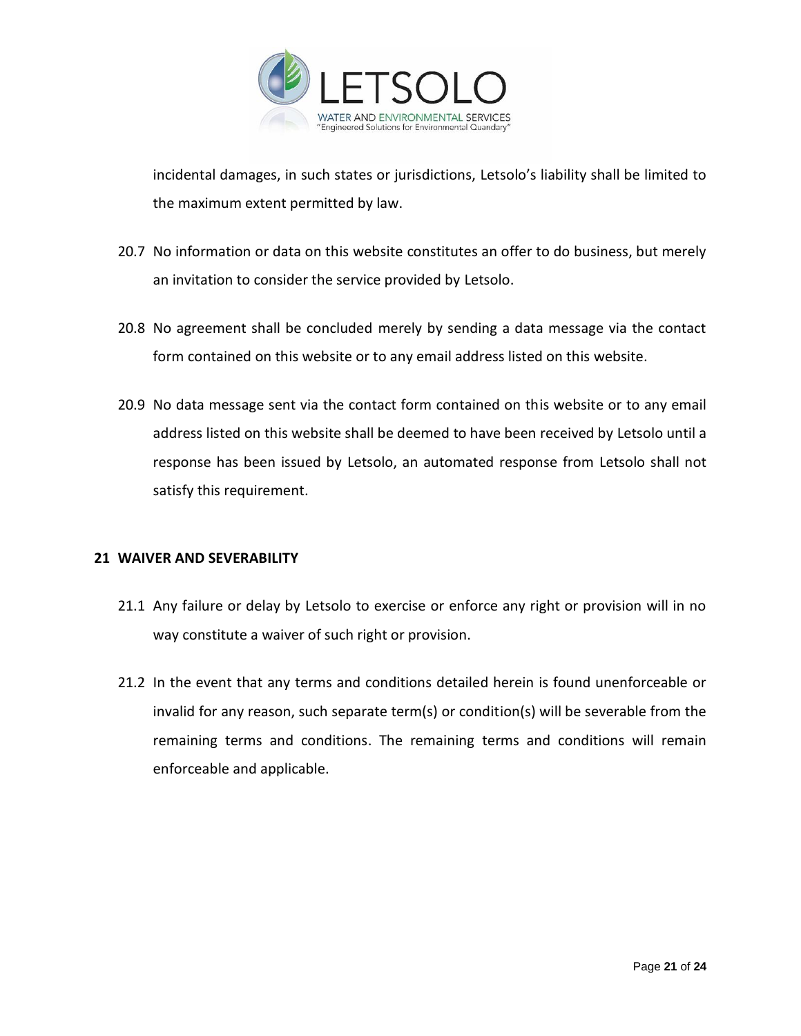incidental damages, in such states or jurisdictions, Letsolo's liability shall be limited to the maximum extent permitted by law.

20.7 No information or data on this website constitutes an offer to do business, but merely an invitation to consider the service provided by Letsolo.

20.8 No agreement shall be concluded merely by sending a data message via the contact form contained on this website or to any email address listed on this website.

20.9 No data message sent via the contact form contained on this website or to any email address listed on this website shall be deemed to have been received by Letsolo until a response has been issued by Letsolo, an automated response from Letsolo shall not satisfy this requirement.

## 21 WAIVER AND SEVERABILITY

21.1 Any failure or delay by Letsolo to exercise or enforce any right or provision will in no way constitute a waiver of such right or provision.

21.2 In the event that any terms and conditions detailed herein is found unenforceable or invalid for any reason, such separate term(s) or condition(s) will be severable from the remaining terms and conditions. The remaining terms and conditions will remain enforceable and applicable.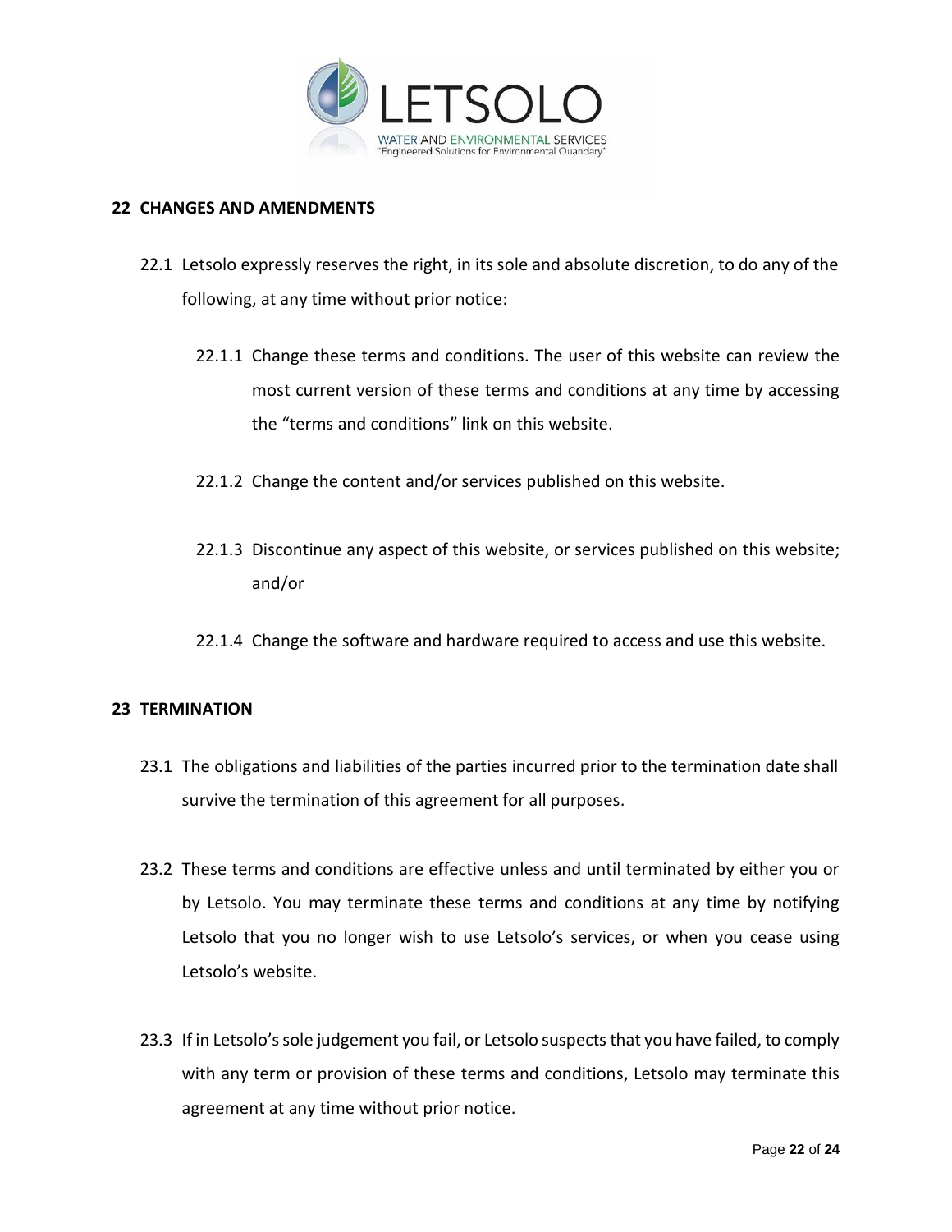## 22 CHANGES AND AMENDMENTS

22.1 Letsolo expressly reserves the right, in its sole and absolute discretion, to do any of the following, at any time without prior notice:

22.1.1 Change these terms and conditions. The user of this website can review the most current version of these terms and conditions at any time by accessing the “terms and conditions” link on this website.

22.1.2 Change the content and/or services published on this website.

22.1.3 Discontinue any aspect of this website, or services published on this website; and/or

22.1.4 Change the software and hardware required to access and use this website.

## 23 TERMINATION

23.1 The obligations and liabilities of the parties incurred prior to the termination date shall survive the termination of this agreement for all purposes.

23.2 These terms and conditions are effective unless and until terminated by either you or by Letsolo. You may terminate these terms and conditions at any time by notifying Letsolo that you no longer wish to use Letsolo’s services, or when you cease using Letsolo’s website.

23.3 If in Letsolo’s sole judgement you fail, or Letsolo suspects that you have failed, to comply with any term or provision of these terms and conditions, Letsolo may terminate this agreement at any time without prior notice.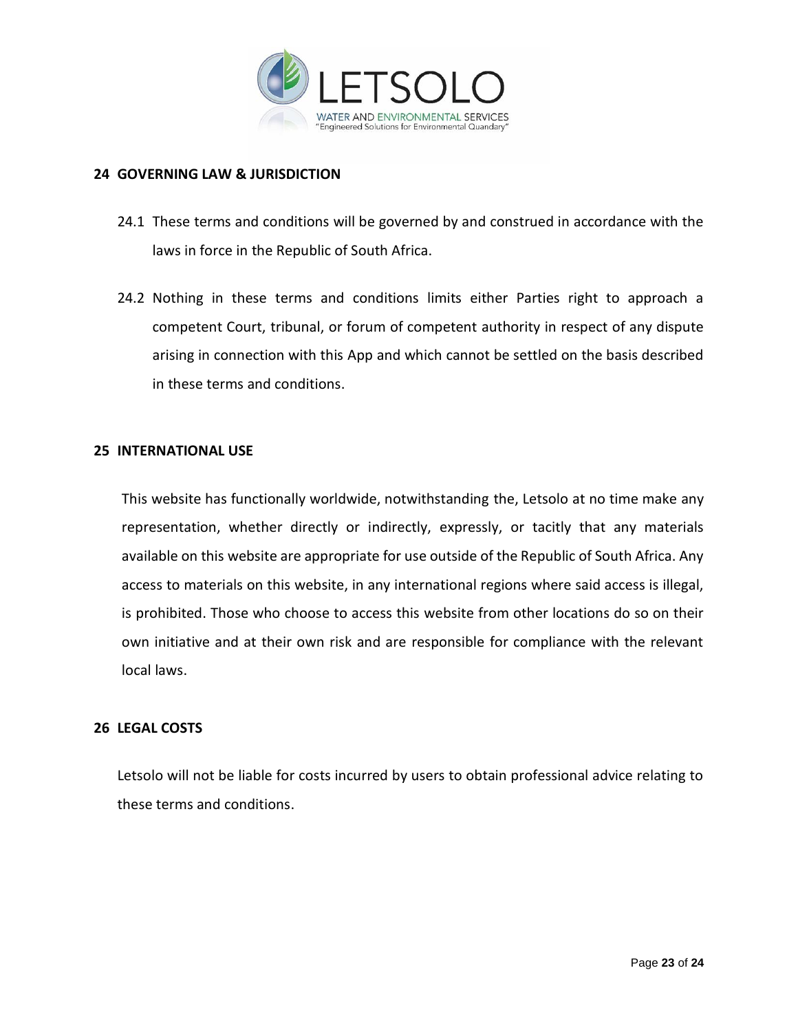## 24 GOVERNING LAW & JURISDICTION

24.1 These terms and conditions will be governed by and construed in accordance with the laws in force in the Republic of South Africa.

24.2 Nothing in these terms and conditions limits either Parties right to approach a competent Court, tribunal, or forum of competent authority in respect of any dispute arising in connection with this App and which cannot be settled on the basis described in these terms and conditions.

## 25 INTERNATIONAL USE

This website has functionally worldwide, notwithstanding the, Letsolo at no time make any representation, whether directly or indirectly, expressly, or tacitly that any materials available on this website are appropriate for use outside of the Republic of South Africa. Any access to materials on this website, in any international regions where said access is illegal, is prohibited. Those who choose to access this website from other locations do so on their own initiative and at their own risk and are responsible for compliance with the relevant local laws.

## 26 LEGAL COSTS

Letsolo will not be liable for costs incurred by users to obtain professional advice relating to these terms and conditions.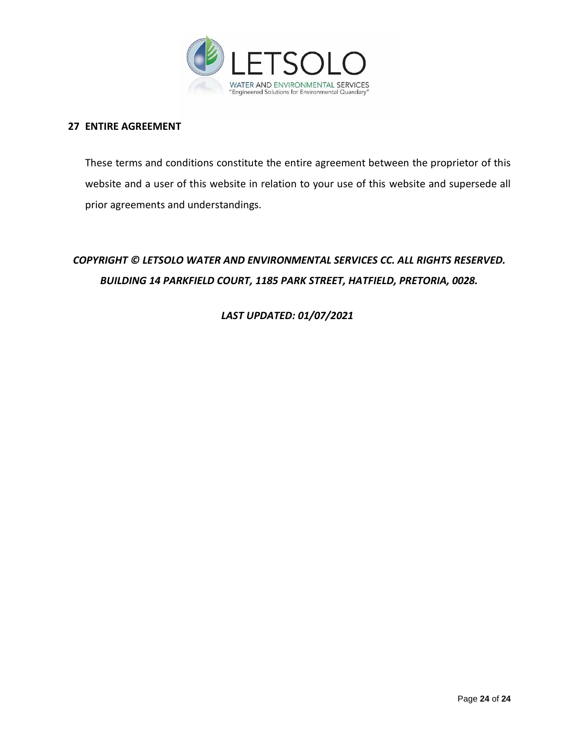## 27 ENTIRE AGREEMENT

These terms and conditions constitute the entire agreement between the proprietor of this website and a user of this website in relation to your use of this website and supersede all prior agreements and understandings.

***COPYRIGHT © LETSOLO WATER AND ENVIRONMENTAL SERVICES CC. ALL RIGHTS RESERVED.***
***BUILDING 14 PARKFIELD COURT, 1185 PARK STREET, HATFIELD, PRETORIA, 0028.***

***LAST UPDATED: 01/07/2021***